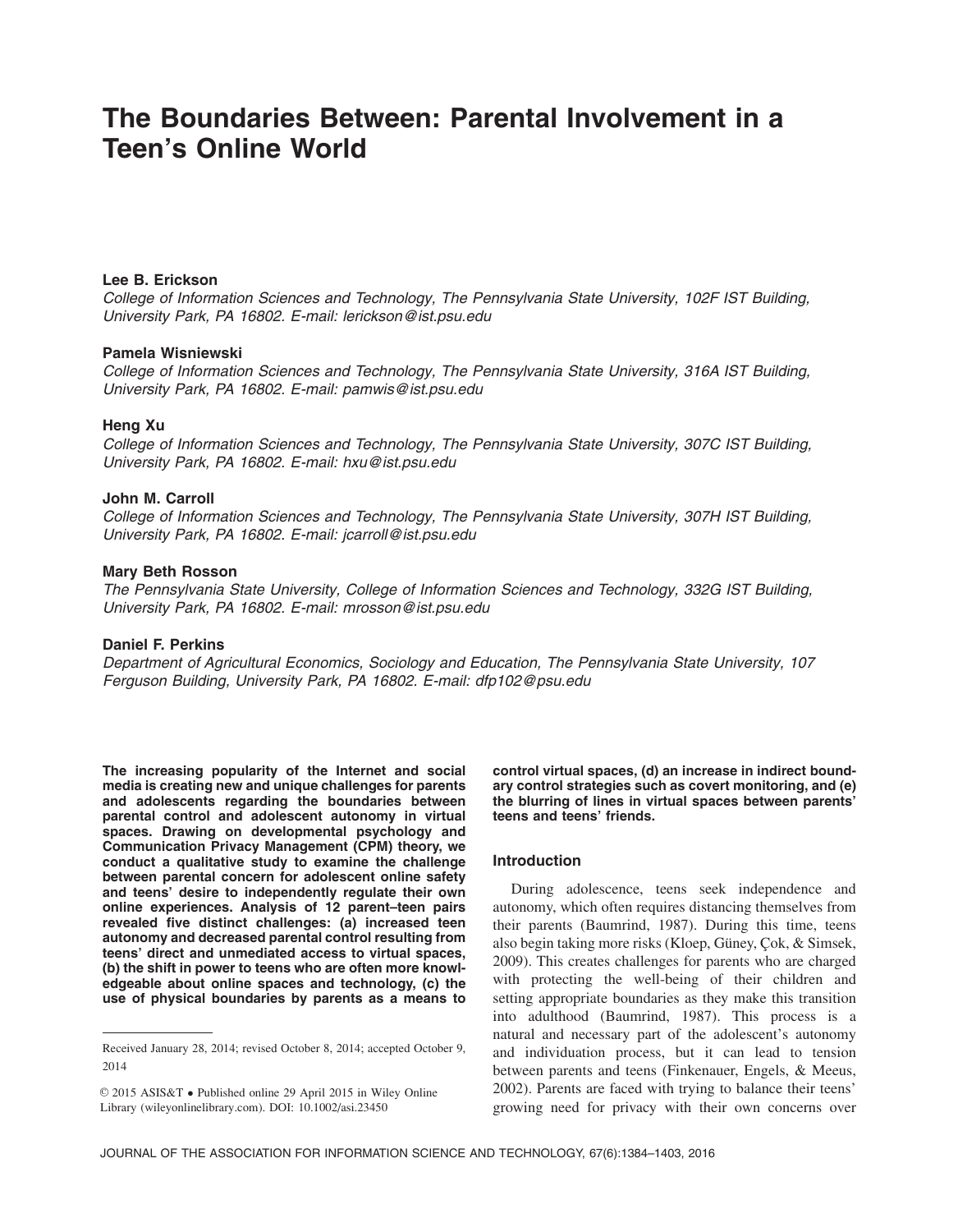# The Boundaries Between: Parental Involvement in a Teen's Online World

**Lee B. Erickson**
*College of Information Sciences and Technology, The Pennsylvania State University, 102F IST Building, University Park, PA 16802. E-mail: lerickson@ist.psu.edu*

**Pamela Wisniewski**
*College of Information Sciences and Technology, The Pennsylvania State University, 316A IST Building, University Park, PA 16802. E-mail: pamwis@ist.psu.edu*

**Heng Xu**
*College of Information Sciences and Technology, The Pennsylvania State University, 307C IST Building, University Park, PA 16802. E-mail: hxu@ist.psu.edu*

**John M. Carroll**
*College of Information Sciences and Technology, The Pennsylvania State University, 307H IST Building, University Park, PA 16802. E-mail: jcarroll@ist.psu.edu*

**Mary Beth Rosson**
*The Pennsylvania State University, College of Information Sciences and Technology, 332G IST Building, University Park, PA 16802. E-mail: mrosson@ist.psu.edu*

**Daniel F. Perkins**
*Department of Agricultural Economics, Sociology and Education, The Pennsylvania State University, 107 Ferguson Building, University Park, PA 16802. E-mail: dfp102@psu.edu*

**The increasing popularity of the Internet and social media is creating new and unique challenges for parents and adolescents regarding the boundaries between parental control and adolescent autonomy in virtual spaces. Drawing on developmental psychology and Communication Privacy Management (CPM) theory, we conduct a qualitative study to examine the challenge between parental concern for adolescent online safety and teens' desire to independently regulate their own online experiences. Analysis of 12 parent–teen pairs revealed five distinct challenges: (a) increased teen autonomy and decreased parental control resulting from teens' direct and unmediated access to virtual spaces, (b) the shift in power to teens who are often more knowledgeable about online spaces and technology, (c) the use of physical boundaries by parents as a means to control virtual spaces, (d) an increase in indirect boundary control strategies such as covert monitoring, and (e) the blurring of lines in virtual spaces between parents' teens and teens' friends.**

Received January 28, 2014; revised October 8, 2014; accepted October 9, 2014

© 2015 ASIS&T • Published online 29 April 2015 in Wiley Online Library (wileyonlinelibrary.com). DOI: 10.1002/asi.23450

## Introduction

During adolescence, teens seek independence and autonomy, which often requires distancing themselves from their parents (Baumrind, 1987). During this time, teens also begin taking more risks (Kloep, Güney, Çok, & Simsek, 2009). This creates challenges for parents who are charged with protecting the well-being of their children and setting appropriate boundaries as they make this transition into adulthood (Baumrind, 1987). This process is a natural and necessary part of the adolescent's autonomy and individuation process, but it can lead to tension between parents and teens (Finkenauer, Engels, & Meeus, 2002). Parents are faced with trying to balance their teens' growing need for privacy with their own concerns over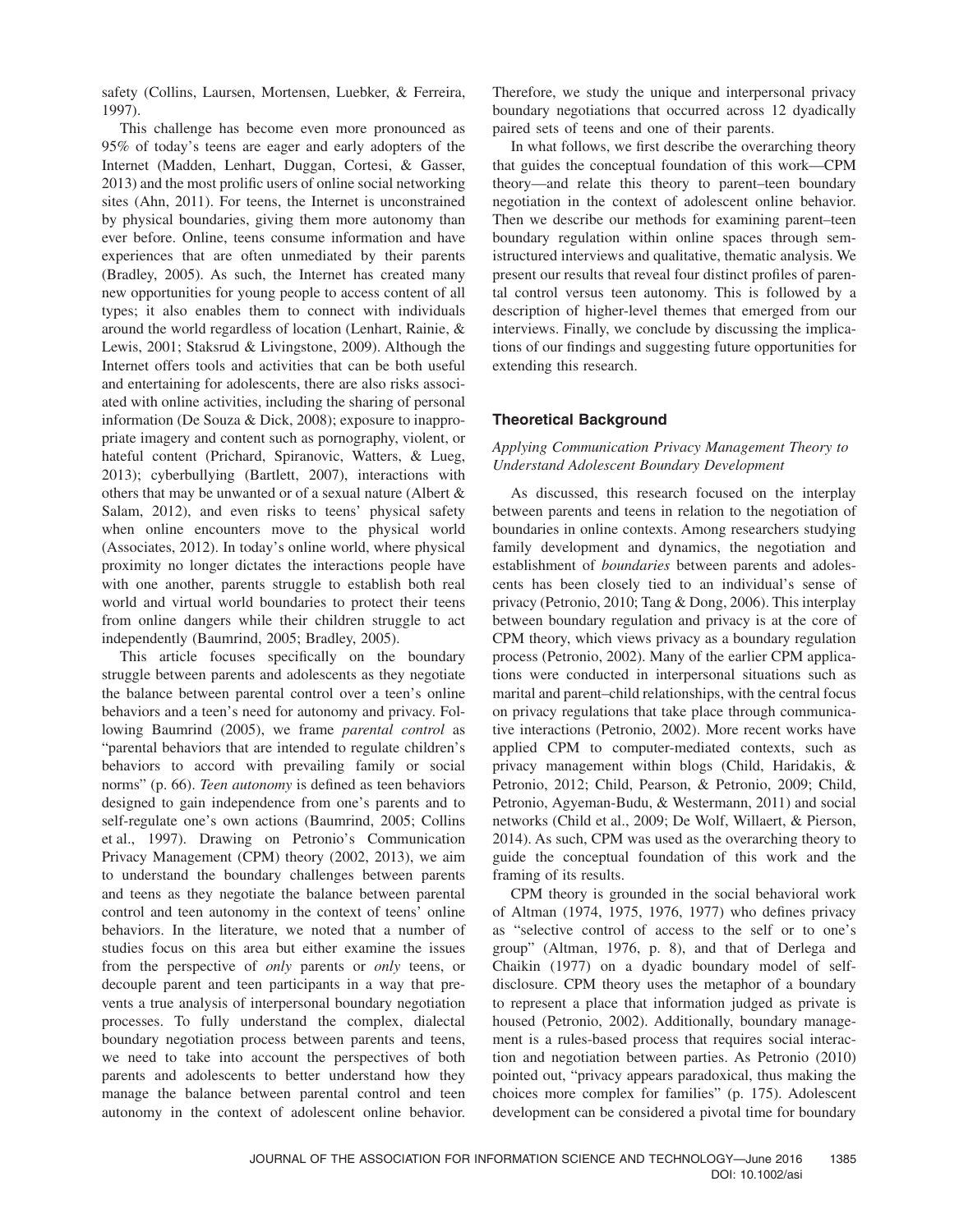safety (Collins, Laursen, Mortensen, Luebker, & Ferreira, 1997).

This challenge has become even more pronounced as 95% of today's teens are eager and early adopters of the Internet (Madden, Lenhart, Duggan, Cortesi, & Gasser, 2013) and the most prolific users of online social networking sites (Ahn, 2011). For teens, the Internet is unconstrained by physical boundaries, giving them more autonomy than ever before. Online, teens consume information and have experiences that are often unmediated by their parents (Bradley, 2005). As such, the Internet has created many new opportunities for young people to access content of all types; it also enables them to connect with individuals around the world regardless of location (Lenhart, Rainie, & Lewis, 2001; Staksrud & Livingstone, 2009). Although the Internet offers tools and activities that can be both useful and entertaining for adolescents, there are also risks associated with online activities, including the sharing of personal information (De Souza & Dick, 2008); exposure to inappropriate imagery and content such as pornography, violent, or hateful content (Prichard, Spiranovic, Watters, & Lueg, 2013); cyberbullying (Bartlett, 2007), interactions with others that may be unwanted or of a sexual nature (Albert & Salam, 2012), and even risks to teens' physical safety when online encounters move to the physical world (Associates, 2012). In today's online world, where physical proximity no longer dictates the interactions people have with one another, parents struggle to establish both real world and virtual world boundaries to protect their teens from online dangers while their children struggle to act independently (Baumrind, 2005; Bradley, 2005).

This article focuses specifically on the boundary struggle between parents and adolescents as they negotiate the balance between parental control over a teen's online behaviors and a teen's need for autonomy and privacy. Following Baumrind (2005), we frame *parental control* as "parental behaviors that are intended to regulate children's behaviors to accord with prevailing family or social norms" (p. 66). *Teen autonomy* is defined as teen behaviors designed to gain independence from one's parents and to self-regulate one's own actions (Baumrind, 2005; Collins et al., 1997). Drawing on Petronio's Communication Privacy Management (CPM) theory (2002, 2013), we aim to understand the boundary challenges between parents and teens as they negotiate the balance between parental control and teen autonomy in the context of teens' online behaviors. In the literature, we noted that a number of studies focus on this area but either examine the issues from the perspective of *only* parents or *only* teens, or decouple parent and teen participants in a way that prevents a true analysis of interpersonal boundary negotiation processes. To fully understand the complex, dialectal boundary negotiation process between parents and teens, we need to take into account the perspectives of both parents and adolescents to better understand how they manage the balance between parental control and teen autonomy in the context of adolescent online behavior. Therefore, we study the unique and interpersonal privacy boundary negotiations that occurred across 12 dyadically paired sets of teens and one of their parents.

In what follows, we first describe the overarching theory that guides the conceptual foundation of this work—CPM theory—and relate this theory to parent–teen boundary negotiation in the context of adolescent online behavior. Then we describe our methods for examining parent–teen boundary regulation within online spaces through semistructured interviews and qualitative, thematic analysis. We present our results that reveal four distinct profiles of parental control versus teen autonomy. This is followed by a description of higher-level themes that emerged from our interviews. Finally, we conclude by discussing the implications of our findings and suggesting future opportunities for extending this research.

## Theoretical Background

### *Applying Communication Privacy Management Theory to Understand Adolescent Boundary Development*

As discussed, this research focused on the interplay between parents and teens in relation to the negotiation of boundaries in online contexts. Among researchers studying family development and dynamics, the negotiation and establishment of *boundaries* between parents and adolescents has been closely tied to an individual's sense of privacy (Petronio, 2010; Tang & Dong, 2006). This interplay between boundary regulation and privacy is at the core of CPM theory, which views privacy as a boundary regulation process (Petronio, 2002). Many of the earlier CPM applications were conducted in interpersonal situations such as marital and parent–child relationships, with the central focus on privacy regulations that take place through communicative interactions (Petronio, 2002). More recent works have applied CPM to computer-mediated contexts, such as privacy management within blogs (Child, Haridakis, & Petronio, 2012; Child, Pearson, & Petronio, 2009; Child, Petronio, Agyeman-Budu, & Westermann, 2011) and social networks (Child et al., 2009; De Wolf, Willaert, & Pierson, 2014). As such, CPM was used as the overarching theory to guide the conceptual foundation of this work and the framing of its results.

CPM theory is grounded in the social behavioral work of Altman (1974, 1975, 1976, 1977) who defines privacy as "selective control of access to the self or to one's group" (Altman, 1976, p. 8), and that of Derlega and Chaikin (1977) on a dyadic boundary model of self-disclosure. CPM theory uses the metaphor of a boundary to represent a place that information judged as private is housed (Petronio, 2002). Additionally, boundary management is a rules-based process that requires social interaction and negotiation between parties. As Petronio (2010) pointed out, "privacy appears paradoxical, thus making the choices more complex for families" (p. 175). Adolescent development can be considered a pivotal time for boundary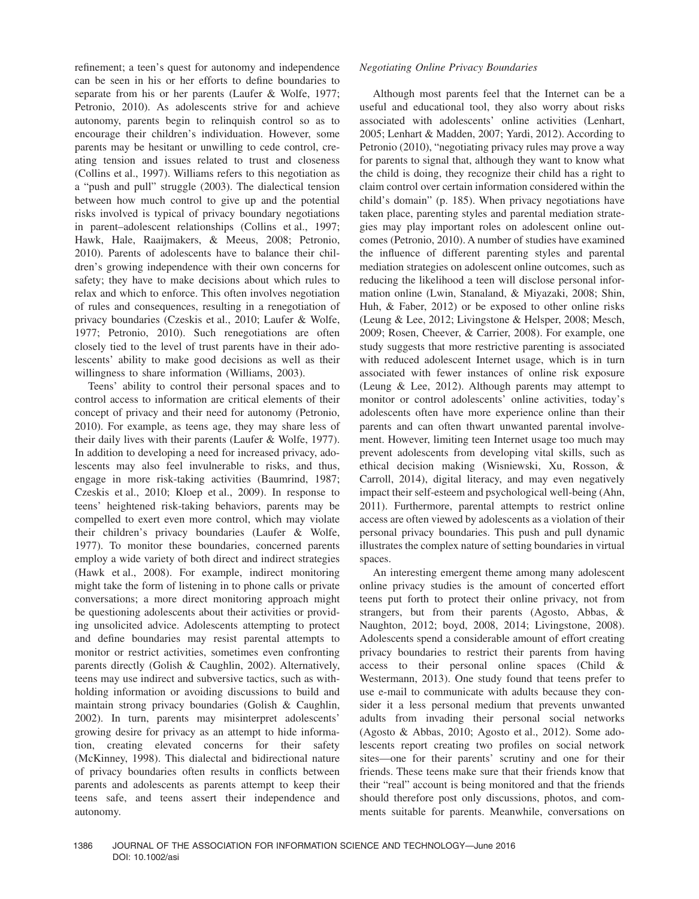refinement; a teen's quest for autonomy and independence can be seen in his or her efforts to define boundaries to separate from his or her parents (Laufer & Wolfe, 1977; Petronio, 2010). As adolescents strive for and achieve autonomy, parents begin to relinquish control so as to encourage their children's individuation. However, some parents may be hesitant or unwilling to cede control, creating tension and issues related to trust and closeness (Collins et al., 1997). Williams refers to this negotiation as a "push and pull" struggle (2003). The dialectical tension between how much control to give up and the potential risks involved is typical of privacy boundary negotiations in parent–adolescent relationships (Collins et al., 1997; Hawk, Hale, Raaijmakers, & Meeus, 2008; Petronio, 2010). Parents of adolescents have to balance their children's growing independence with their own concerns for safety; they have to make decisions about which rules to relax and which to enforce. This often involves negotiation of rules and consequences, resulting in a renegotiation of privacy boundaries (Czeskis et al., 2010; Laufer & Wolfe, 1977; Petronio, 2010). Such renegotiations are often closely tied to the level of trust parents have in their adolescents' ability to make good decisions as well as their willingness to share information (Williams, 2003).

Teens' ability to control their personal spaces and to control access to information are critical elements of their concept of privacy and their need for autonomy (Petronio, 2010). For example, as teens age, they may share less of their daily lives with their parents (Laufer & Wolfe, 1977). In addition to developing a need for increased privacy, adolescents may also feel invulnerable to risks, and thus, engage in more risk-taking activities (Baumrind, 1987; Czeskis et al., 2010; Kloep et al., 2009). In response to teens' heightened risk-taking behaviors, parents may be compelled to exert even more control, which may violate their children's privacy boundaries (Laufer & Wolfe, 1977). To monitor these boundaries, concerned parents employ a wide variety of both direct and indirect strategies (Hawk et al., 2008). For example, indirect monitoring might take the form of listening in to phone calls or private conversations; a more direct monitoring approach might be questioning adolescents about their activities or providing unsolicited advice. Adolescents attempting to protect and define boundaries may resist parental attempts to monitor or restrict activities, sometimes even confronting parents directly (Golish & Caughlin, 2002). Alternatively, teens may use indirect and subversive tactics, such as withholding information or avoiding discussions to build and maintain strong privacy boundaries (Golish & Caughlin, 2002). In turn, parents may misinterpret adolescents' growing desire for privacy as an attempt to hide information, creating elevated concerns for their safety (McKinney, 1998). This dialectal and bidirectional nature of privacy boundaries often results in conflicts between parents and adolescents as parents attempt to keep their teens safe, and teens assert their independence and autonomy.

### *Negotiating Online Privacy Boundaries*

Although most parents feel that the Internet can be a useful and educational tool, they also worry about risks associated with adolescents' online activities (Lenhart, 2005; Lenhart & Madden, 2007; Yardi, 2012). According to Petronio (2010), "negotiating privacy rules may prove a way for parents to signal that, although they want to know what the child is doing, they recognize their child has a right to claim control over certain information considered within the child's domain" (p. 185). When privacy negotiations have taken place, parenting styles and parental mediation strategies may play important roles on adolescent online outcomes (Petronio, 2010). A number of studies have examined the influence of different parenting styles and parental mediation strategies on adolescent online outcomes, such as reducing the likelihood a teen will disclose personal information online (Lwin, Stanaland, & Miyazaki, 2008; Shin, Huh, & Faber, 2012) or be exposed to other online risks (Leung & Lee, 2012; Livingstone & Helsper, 2008; Mesch, 2009; Rosen, Cheever, & Carrier, 2008). For example, one study suggests that more restrictive parenting is associated with reduced adolescent Internet usage, which is in turn associated with fewer instances of online risk exposure (Leung & Lee, 2012). Although parents may attempt to monitor or control adolescents' online activities, today's adolescents often have more experience online than their parents and can often thwart unwanted parental involvement. However, limiting teen Internet usage too much may prevent adolescents from developing vital skills, such as ethical decision making (Wisniewski, Xu, Rosson, & Carroll, 2014), digital literacy, and may even negatively impact their self-esteem and psychological well-being (Ahn, 2011). Furthermore, parental attempts to restrict online access are often viewed by adolescents as a violation of their personal privacy boundaries. This push and pull dynamic illustrates the complex nature of setting boundaries in virtual spaces.

An interesting emergent theme among many adolescent online privacy studies is the amount of concerted effort teens put forth to protect their online privacy, not from strangers, but from their parents (Agosto, Abbas, & Naughton, 2012; boyd, 2008, 2014; Livingstone, 2008). Adolescents spend a considerable amount of effort creating privacy boundaries to restrict their parents from having access to their personal online spaces (Child & Westermann, 2013). One study found that teens prefer to use e-mail to communicate with adults because they consider it a less personal medium that prevents unwanted adults from invading their personal social networks (Agosto & Abbas, 2010; Agosto et al., 2012). Some adolescents report creating two profiles on social network sites—one for their parents' scrutiny and one for their friends. These teens make sure that their friends know that their "real" account is being monitored and that the friends should therefore post only discussions, photos, and comments suitable for parents. Meanwhile, conversations on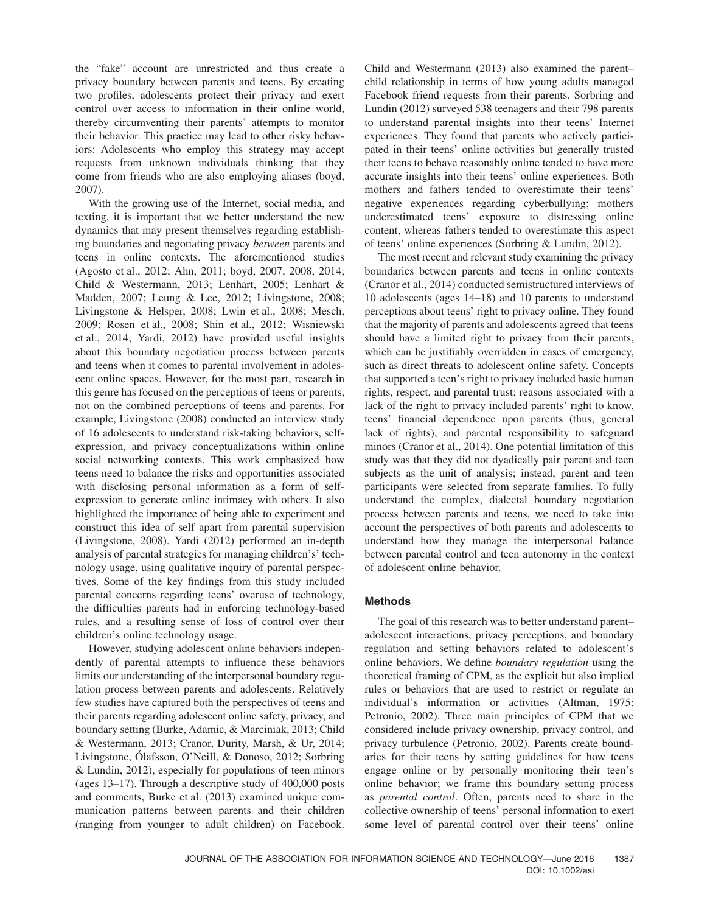the "fake" account are unrestricted and thus create a privacy boundary between parents and teens. By creating two profiles, adolescents protect their privacy and exert control over access to information in their online world, thereby circumventing their parents' attempts to monitor their behavior. This practice may lead to other risky behaviors: Adolescents who employ this strategy may accept requests from unknown individuals thinking that they come from friends who are also employing aliases (boyd, 2007).

With the growing use of the Internet, social media, and texting, it is important that we better understand the new dynamics that may present themselves regarding establishing boundaries and negotiating privacy *between* parents and teens in online contexts. The aforementioned studies (Agosto et al., 2012; Ahn, 2011; boyd, 2007, 2008, 2014; Child & Westermann, 2013; Lenhart, 2005; Lenhart & Madden, 2007; Leung & Lee, 2012; Livingstone, 2008; Livingstone & Helsper, 2008; Lwin et al., 2008; Mesch, 2009; Rosen et al., 2008; Shin et al., 2012; Wisniewski et al., 2014; Yardi, 2012) have provided useful insights about this boundary negotiation process between parents and teens when it comes to parental involvement in adolescent online spaces. However, for the most part, research in this genre has focused on the perceptions of teens or parents, not on the combined perceptions of teens and parents. For example, Livingstone (2008) conducted an interview study of 16 adolescents to understand risk-taking behaviors, self-expression, and privacy conceptualizations within online social networking contexts. This work emphasized how teens need to balance the risks and opportunities associated with disclosing personal information as a form of self-expression to generate online intimacy with others. It also highlighted the importance of being able to experiment and construct this idea of self apart from parental supervision (Livingstone, 2008). Yardi (2012) performed an in-depth analysis of parental strategies for managing children's' technology usage, using qualitative inquiry of parental perspectives. Some of the key findings from this study included parental concerns regarding teens' overuse of technology, the difficulties parents had in enforcing technology-based rules, and a resulting sense of loss of control over their children's online technology usage.

However, studying adolescent online behaviors independently of parental attempts to influence these behaviors limits our understanding of the interpersonal boundary regulation process between parents and adolescents. Relatively few studies have captured both the perspectives of teens and their parents regarding adolescent online safety, privacy, and boundary setting (Burke, Adamic, & Marciniak, 2013; Child & Westermann, 2013; Cranor, Durity, Marsh, & Ur, 2014; Livingstone, Ólafsson, O'Neill, & Donoso, 2012; Sorbring & Lundin, 2012), especially for populations of teen minors (ages 13–17). Through a descriptive study of 400,000 posts and comments, Burke et al. (2013) examined unique communication patterns between parents and their children (ranging from younger to adult children) on Facebook. Child and Westermann (2013) also examined the parent–child relationship in terms of how young adults managed Facebook friend requests from their parents. Sorbring and Lundin (2012) surveyed 538 teenagers and their 798 parents to understand parental insights into their teens' Internet experiences. They found that parents who actively participated in their teens' online activities but generally trusted their teens to behave reasonably online tended to have more accurate insights into their teens' online experiences. Both mothers and fathers tended to overestimate their teens' negative experiences regarding cyberbullying; mothers underestimated teens' exposure to distressing online content, whereas fathers tended to overestimate this aspect of teens' online experiences (Sorbring & Lundin, 2012).

The most recent and relevant study examining the privacy boundaries between parents and teens in online contexts (Cranor et al., 2014) conducted semistructured interviews of 10 adolescents (ages 14–18) and 10 parents to understand perceptions about teens' right to privacy online. They found that the majority of parents and adolescents agreed that teens should have a limited right to privacy from their parents, which can be justifiably overridden in cases of emergency, such as direct threats to adolescent online safety. Concepts that supported a teen's right to privacy included basic human rights, respect, and parental trust; reasons associated with a lack of the right to privacy included parents' right to know, teens' financial dependence upon parents (thus, general lack of rights), and parental responsibility to safeguard minors (Cranor et al., 2014). One potential limitation of this study was that they did not dyadically pair parent and teen subjects as the unit of analysis; instead, parent and teen participants were selected from separate families. To fully understand the complex, dialectal boundary negotiation process between parents and teens, we need to take into account the perspectives of both parents and adolescents to understand how they manage the interpersonal balance between parental control and teen autonomy in the context of adolescent online behavior.

## Methods

The goal of this research was to better understand parent–adolescent interactions, privacy perceptions, and boundary regulation and setting behaviors related to adolescent's online behaviors. We define *boundary regulation* using the theoretical framing of CPM, as the explicit but also implied rules or behaviors that are used to restrict or regulate an individual's information or activities (Altman, 1975; Petronio, 2002). Three main principles of CPM that we considered include privacy ownership, privacy control, and privacy turbulence (Petronio, 2002). Parents create boundaries for their teens by setting guidelines for how teens engage online or by personally monitoring their teen's online behavior; we frame this boundary setting process as *parental control*. Often, parents need to share in the collective ownership of teens' personal information to exert some level of parental control over their teens' online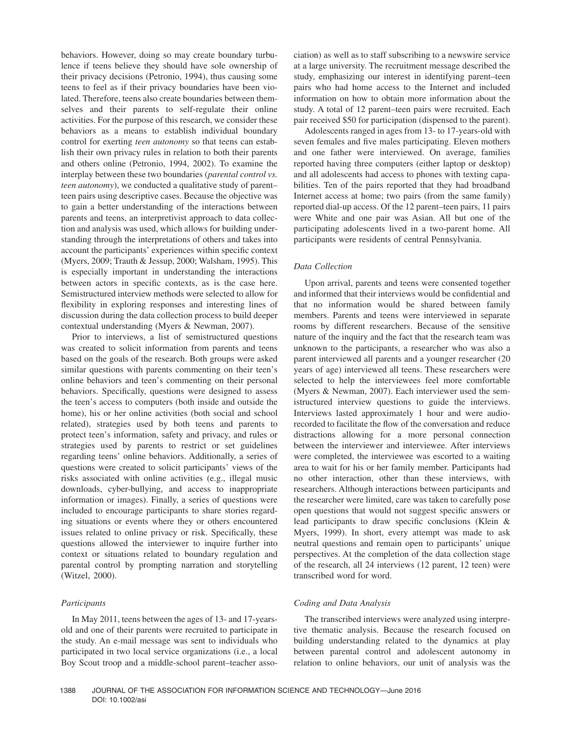behaviors. However, doing so may create boundary turbulence if teens believe they should have sole ownership of their privacy decisions (Petronio, 1994), thus causing some teens to feel as if their privacy boundaries have been violated. Therefore, teens also create boundaries between themselves and their parents to self-regulate their online activities. For the purpose of this research, we consider these behaviors as a means to establish individual boundary control for exerting *teen autonomy* so that teens can establish their own privacy rules in relation to both their parents and others online (Petronio, 1994, 2002). To examine the interplay between these two boundaries (*parental control vs. teen autonomy*), we conducted a qualitative study of parent–teen pairs using descriptive cases. Because the objective was to gain a better understanding of the interactions between parents and teens, an interpretivist approach to data collection and analysis was used, which allows for building understanding through the interpretations of others and takes into account the participants' experiences within specific context (Myers, 2009; Trauth & Jessup, 2000; Walsham, 1995). This is especially important in understanding the interactions between actors in specific contexts, as is the case here. Semistructured interview methods were selected to allow for flexibility in exploring responses and interesting lines of discussion during the data collection process to build deeper contextual understanding (Myers & Newman, 2007).

Prior to interviews, a list of semistructured questions was created to solicit information from parents and teens based on the goals of the research. Both groups were asked similar questions with parents commenting on their teen's online behaviors and teen's commenting on their personal behaviors. Specifically, questions were designed to assess the teen's access to computers (both inside and outside the home), his or her online activities (both social and school related), strategies used by both teens and parents to protect teen's information, safety and privacy, and rules or strategies used by parents to restrict or set guidelines regarding teens' online behaviors. Additionally, a series of questions were created to solicit participants' views of the risks associated with online activities (e.g., illegal music downloads, cyber-bullying, and access to inappropriate information or images). Finally, a series of questions were included to encourage participants to share stories regarding situations or events where they or others encountered issues related to online privacy or risk. Specifically, these questions allowed the interviewer to inquire further into context or situations related to boundary regulation and parental control by prompting narration and storytelling (Witzel, 2000).

### *Participants*

In May 2011, teens between the ages of 13- and 17-years-old and one of their parents were recruited to participate in the study. An e-mail message was sent to individuals who participated in two local service organizations (i.e., a local Boy Scout troop and a middle-school parent–teacher association) as well as to staff subscribing to a newswire service at a large university. The recruitment message described the study, emphasizing our interest in identifying parent–teen pairs who had home access to the Internet and included information on how to obtain more information about the study. A total of 12 parent–teen pairs were recruited. Each pair received $50 for participation (dispensed to the parent).

Adolescents ranged in ages from 13- to 17-years-old with seven females and five males participating. Eleven mothers and one father were interviewed. On average, families reported having three computers (either laptop or desktop) and all adolescents had access to phones with texting capabilities. Ten of the pairs reported that they had broadband Internet access at home; two pairs (from the same family) reported dial-up access. Of the 12 parent–teen pairs, 11 pairs were White and one pair was Asian. All but one of the participating adolescents lived in a two-parent home. All participants were residents of central Pennsylvania.

### *Data Collection*

Upon arrival, parents and teens were consented together and informed that their interviews would be confidential and that no information would be shared between family members. Parents and teens were interviewed in separate rooms by different researchers. Because of the sensitive nature of the inquiry and the fact that the research team was unknown to the participants, a researcher who was also a parent interviewed all parents and a younger researcher (20 years of age) interviewed all teens. These researchers were selected to help the interviewees feel more comfortable (Myers & Newman, 2007). Each interviewer used the semistructured interview questions to guide the interviews. Interviews lasted approximately 1 hour and were audio-recorded to facilitate the flow of the conversation and reduce distractions allowing for a more personal connection between the interviewer and interviewee. After interviews were completed, the interviewee was escorted to a waiting area to wait for his or her family member. Participants had no other interaction, other than these interviews, with researchers. Although interactions between participants and the researcher were limited, care was taken to carefully pose open questions that would not suggest specific answers or lead participants to draw specific conclusions (Klein & Myers, 1999). In short, every attempt was made to ask neutral questions and remain open to participants' unique perspectives. At the completion of the data collection stage of the research, all 24 interviews (12 parent, 12 teen) were transcribed word for word.

### *Coding and Data Analysis*

The transcribed interviews were analyzed using interpretive thematic analysis. Because the research focused on building understanding related to the dynamics at play between parental control and adolescent autonomy in relation to online behaviors, our unit of analysis was the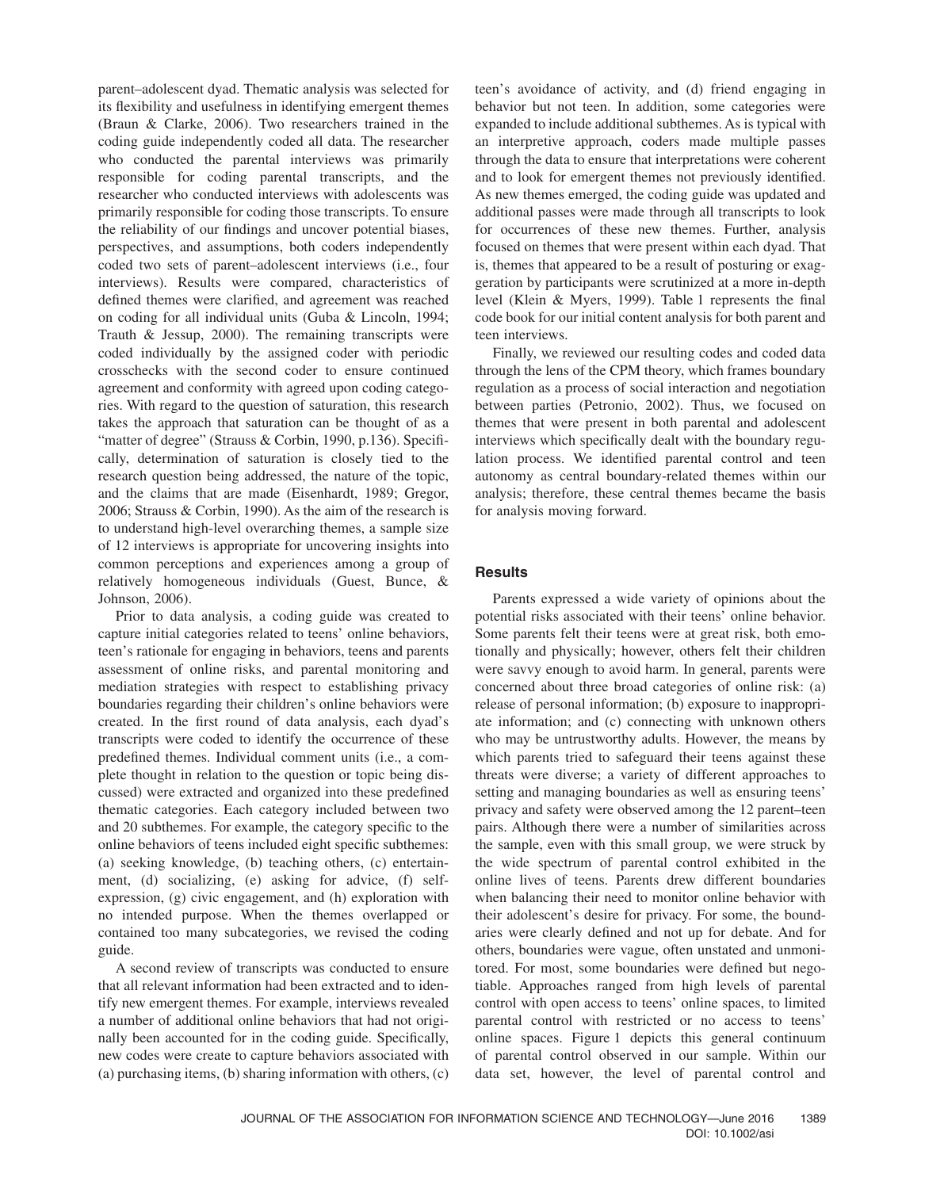parent–adolescent dyad. Thematic analysis was selected for its flexibility and usefulness in identifying emergent themes (Braun & Clarke, 2006). Two researchers trained in the coding guide independently coded all data. The researcher who conducted the parental interviews was primarily responsible for coding parental transcripts, and the researcher who conducted interviews with adolescents was primarily responsible for coding those transcripts. To ensure the reliability of our findings and uncover potential biases, perspectives, and assumptions, both coders independently coded two sets of parent–adolescent interviews (i.e., four interviews). Results were compared, characteristics of defined themes were clarified, and agreement was reached on coding for all individual units (Guba & Lincoln, 1994; Trauth & Jessup, 2000). The remaining transcripts were coded individually by the assigned coder with periodic crosschecks with the second coder to ensure continued agreement and conformity with agreed upon coding categories. With regard to the question of saturation, this research takes the approach that saturation can be thought of as a "matter of degree" (Strauss & Corbin, 1990, p.136). Specifically, determination of saturation is closely tied to the research question being addressed, the nature of the topic, and the claims that are made (Eisenhardt, 1989; Gregor, 2006; Strauss & Corbin, 1990). As the aim of the research is to understand high-level overarching themes, a sample size of 12 interviews is appropriate for uncovering insights into common perceptions and experiences among a group of relatively homogeneous individuals (Guest, Bunce, & Johnson, 2006).

Prior to data analysis, a coding guide was created to capture initial categories related to teens' online behaviors, teen's rationale for engaging in behaviors, teens and parents assessment of online risks, and parental monitoring and mediation strategies with respect to establishing privacy boundaries regarding their children's online behaviors were created. In the first round of data analysis, each dyad's transcripts were coded to identify the occurrence of these predefined themes. Individual comment units (i.e., a complete thought in relation to the question or topic being discussed) were extracted and organized into these predefined thematic categories. Each category included between two and 20 subthemes. For example, the category specific to the online behaviors of teens included eight specific subthemes: (a) seeking knowledge, (b) teaching others, (c) entertainment, (d) socializing, (e) asking for advice, (f) self-expression, (g) civic engagement, and (h) exploration with no intended purpose. When the themes overlapped or contained too many subcategories, we revised the coding guide.

A second review of transcripts was conducted to ensure that all relevant information had been extracted and to identify new emergent themes. For example, interviews revealed a number of additional online behaviors that had not originally been accounted for in the coding guide. Specifically, new codes were create to capture behaviors associated with (a) purchasing items, (b) sharing information with others, (c) teen's avoidance of activity, and (d) friend engaging in behavior but not teen. In addition, some categories were expanded to include additional subthemes. As is typical with an interpretive approach, coders made multiple passes through the data to ensure that interpretations were coherent and to look for emergent themes not previously identified. As new themes emerged, the coding guide was updated and additional passes were made through all transcripts to look for occurrences of these new themes. Further, analysis focused on themes that were present within each dyad. That is, themes that appeared to be a result of posturing or exaggeration by participants were scrutinized at a more in-depth level (Klein & Myers, 1999). Table 1 represents the final code book for our initial content analysis for both parent and teen interviews.

Finally, we reviewed our resulting codes and coded data through the lens of the CPM theory, which frames boundary regulation as a process of social interaction and negotiation between parties (Petronio, 2002). Thus, we focused on themes that were present in both parental and adolescent interviews which specifically dealt with the boundary regulation process. We identified parental control and teen autonomy as central boundary-related themes within our analysis; therefore, these central themes became the basis for analysis moving forward.

## Results

Parents expressed a wide variety of opinions about the potential risks associated with their teens' online behavior. Some parents felt their teens were at great risk, both emotionally and physically; however, others felt their children were savvy enough to avoid harm. In general, parents were concerned about three broad categories of online risk: (a) release of personal information; (b) exposure to inappropriate information; and (c) connecting with unknown others who may be untrustworthy adults. However, the means by which parents tried to safeguard their teens against these threats were diverse; a variety of different approaches to setting and managing boundaries as well as ensuring teens' privacy and safety were observed among the 12 parent–teen pairs. Although there were a number of similarities across the sample, even with this small group, we were struck by the wide spectrum of parental control exhibited in the online lives of teens. Parents drew different boundaries when balancing their need to monitor online behavior with their adolescent's desire for privacy. For some, the boundaries were clearly defined and not up for debate. And for others, boundaries were vague, often unstated and unmonitored. For most, some boundaries were defined but negotiable. Approaches ranged from high levels of parental control with open access to teens' online spaces, to limited parental control with restricted or no access to teens' online spaces. Figure 1 depicts this general continuum of parental control observed in our sample. Within our data set, however, the level of parental control and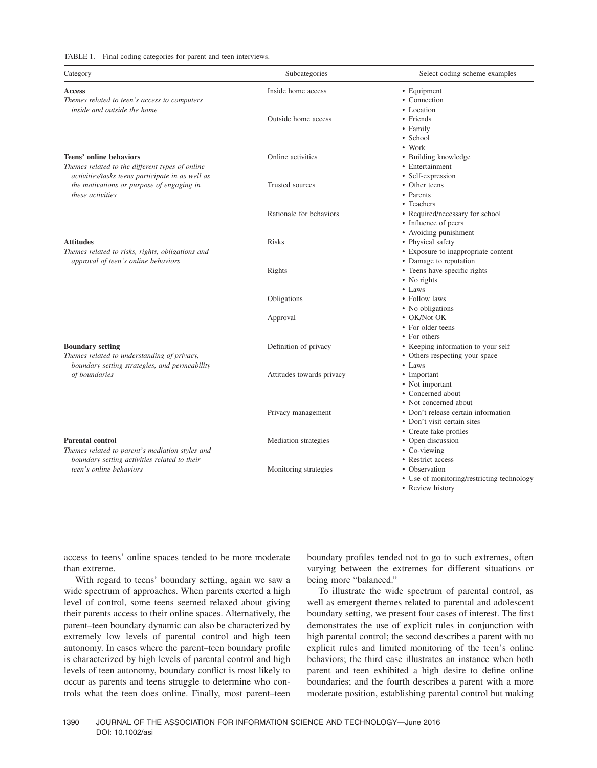TABLE 1. Final coding categories for parent and teen interviews.

| Category | Subcategories | Select coding scheme examples |
|---|---|---|
| **Access**<br>*Themes related to teen's access to computers inside and outside the home* | Inside home access | • Equipment<br>• Connection<br>• Location |
| | Outside home access | • Friends<br>• Family<br>• School<br>• Work |
| **Teens' online behaviors**<br>*Themes related to the different types of online activities/tasks teens participate in as well as the motivations or purpose of engaging in these activities* | Online activities | • Building knowledge<br>• Entertainment<br>• Self-expression |
| | Trusted sources | • Other teens<br>• Parents<br>• Teachers |
| | Rationale for behaviors | • Required/necessary for school<br>• Influence of peers<br>• Avoiding punishment |
| **Attitudes**<br>*Themes related to risks, rights, obligations and approval of teen's online behaviors* | Risks | • Physical safety<br>• Exposure to inappropriate content<br>• Damage to reputation |
| | Rights | • Teens have specific rights<br>• No rights<br>• Laws |
| | Obligations | • Follow laws<br>• No obligations |
| | Approval | • OK/Not OK<br>• For older teens<br>• For others |
| **Boundary setting**<br>*Themes related to understanding of privacy, boundary setting strategies, and permeability of boundaries* | Definition of privacy | • Keeping information to your self<br>• Others respecting your space<br>• Laws |
| | Attitudes towards privacy | • Important<br>• Not important<br>• Concerned about<br>• Not concerned about |
| | Privacy management | • Don't release certain information<br>• Don't visit certain sites<br>• Create fake profiles |
| **Parental control**<br>*Themes related to parent's mediation styles and boundary setting activities related to their teen's online behaviors* | Mediation strategies | • Open discussion<br>• Co-viewing<br>• Restrict access |
| | Monitoring strategies | • Observation<br>• Use of monitoring/restricting technology<br>• Review history |

access to teens' online spaces tended to be more moderate than extreme.

With regard to teens' boundary setting, again we saw a wide spectrum of approaches. When parents exerted a high level of control, some teens seemed relaxed about giving their parents access to their online spaces. Alternatively, the parent–teen boundary dynamic can also be characterized by extremely low levels of parental control and high teen autonomy. In cases where the parent–teen boundary profile is characterized by high levels of parental control and high levels of teen autonomy, boundary conflict is most likely to occur as parents and teens struggle to determine who controls what the teen does online. Finally, most parent–teen boundary profiles tended not to go to such extremes, often varying between the extremes for different situations or being more "balanced."

To illustrate the wide spectrum of parental control, as well as emergent themes related to parental and adolescent boundary setting, we present four cases of interest. The first demonstrates the use of explicit rules in conjunction with high parental control; the second describes a parent with no explicit rules and limited monitoring of the teen's online behaviors; the third case illustrates an instance when both parent and teen exhibited a high desire to define online boundaries; and the fourth describes a parent with a more moderate position, establishing parental control but making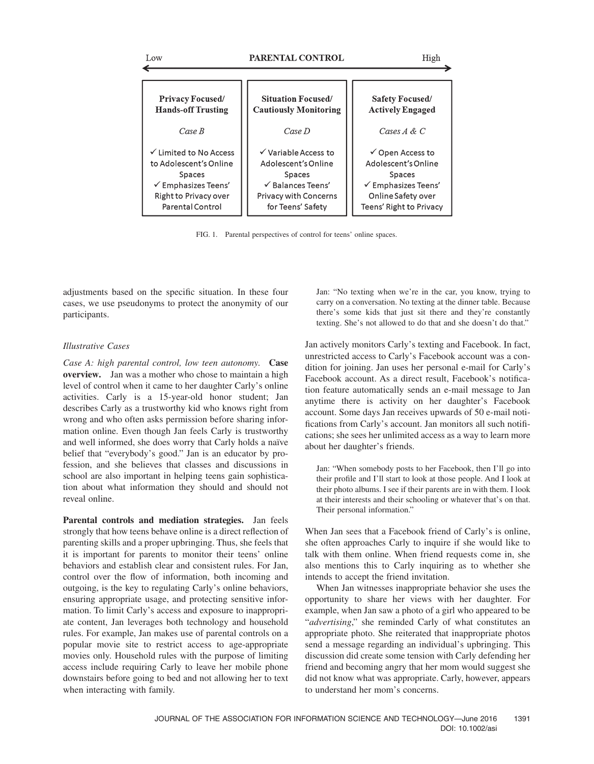| Low | PARENTAL CONTROL | High |
|---|---|---|
| **Privacy Focused/ Hands-off Trusting** | **Situation Focused/ Cautiously Monitoring** | **Safety Focused/ Actively Engaged** |
| *Case B* | *Case D* | *Cases A & C* |
| ✓ Limited to No Access to Adolescent's Online Spaces ✓ Emphasizes Teens' Right to Privacy over Parental Control | ✓ Variable Access to Adolescent's Online Spaces ✓ Balances Teens' Privacy with Concerns for Teens' Safety | ✓ Open Access to Adolescent's Online Spaces ✓ Emphasizes Teens' Online Safety over Teens' Right to Privacy |

FIG. 1. Parental perspectives of control for teens' online spaces.

adjustments based on the specific situation. In these four cases, we use pseudonyms to protect the anonymity of our participants.

### *Illustrative Cases*

*Case A: high parental control, low teen autonomy.* **Case overview.** Jan was a mother who chose to maintain a high level of control when it came to her daughter Carly's online activities. Carly is a 15-year-old honor student; Jan describes Carly as a trustworthy kid who knows right from wrong and who often asks permission before sharing information online. Even though Jan feels Carly is trustworthy and well informed, she does worry that Carly holds a naïve belief that "everybody's good." Jan is an educator by profession, and she believes that classes and discussions in school are also important in helping teens gain sophistication about what information they should and should not reveal online.

**Parental controls and mediation strategies.** Jan feels strongly that how teens behave online is a direct reflection of parenting skills and a proper upbringing. Thus, she feels that it is important for parents to monitor their teens' online behaviors and establish clear and consistent rules. For Jan, control over the flow of information, both incoming and outgoing, is the key to regulating Carly's online behaviors, ensuring appropriate usage, and protecting sensitive information. To limit Carly's access and exposure to inappropriate content, Jan leverages both technology and household rules. For example, Jan makes use of parental controls on a popular movie site to restrict access to age-appropriate movies only. Household rules with the purpose of limiting access include requiring Carly to leave her mobile phone downstairs before going to bed and not allowing her to text when interacting with family.

> Jan: "No texting when we're in the car, you know, trying to carry on a conversation. No texting at the dinner table. Because there's some kids that just sit there and they're constantly texting. She's not allowed to do that and she doesn't do that."

Jan actively monitors Carly's texting and Facebook. In fact, unrestricted access to Carly's Facebook account was a condition for joining. Jan uses her personal e-mail for Carly's Facebook account. As a direct result, Facebook's notification feature automatically sends an e-mail message to Jan anytime there is activity on her daughter's Facebook account. Some days Jan receives upwards of 50 e-mail notifications from Carly's account. Jan monitors all such notifications; she sees her unlimited access as a way to learn more about her daughter's friends.

> Jan: "When somebody posts to her Facebook, then I'll go into their profile and I'll start to look at those people. And I look at their photo albums. I see if their parents are in with them. I look at their interests and their schooling or whatever that's on that. Their personal information."

When Jan sees that a Facebook friend of Carly's is online, she often approaches Carly to inquire if she would like to talk with them online. When friend requests come in, she also mentions this to Carly inquiring as to whether she intends to accept the friend invitation.

When Jan witnesses inappropriate behavior she uses the opportunity to share her views with her daughter. For example, when Jan saw a photo of a girl who appeared to be "*advertising*," she reminded Carly of what constitutes an appropriate photo. She reiterated that inappropriate photos send a message regarding an individual's upbringing. This discussion did create some tension with Carly defending her friend and becoming angry that her mom would suggest she did not know what was appropriate. Carly, however, appears to understand her mom's concerns.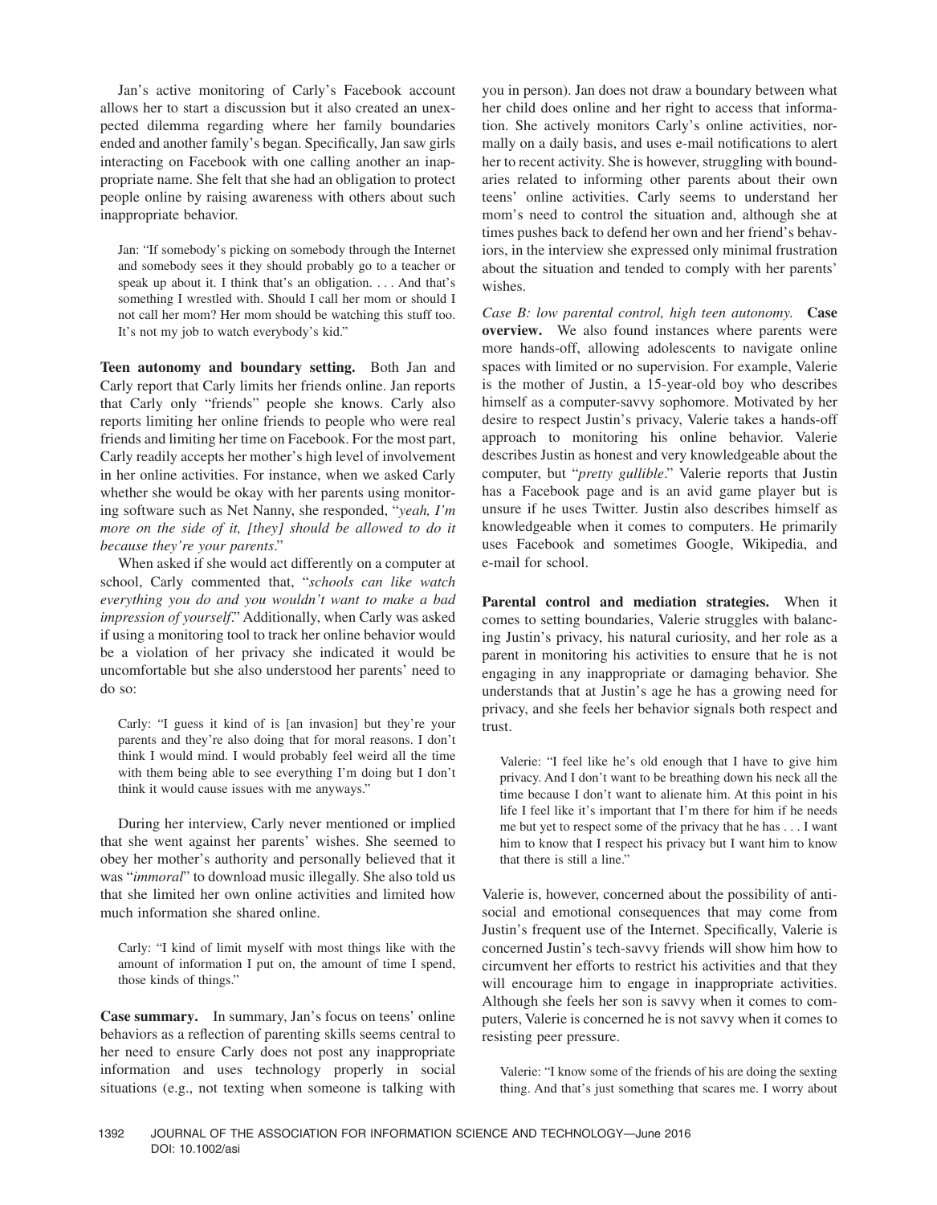Jan's active monitoring of Carly's Facebook account allows her to start a discussion but it also created an unexpected dilemma regarding where her family boundaries ended and another family's began. Specifically, Jan saw girls interacting on Facebook with one calling another an inappropriate name. She felt that she had an obligation to protect people online by raising awareness with others about such inappropriate behavior.

> Jan: "If somebody's picking on somebody through the Internet and somebody sees it they should probably go to a teacher or speak up about it. I think that's an obligation. . . . And that's something I wrestled with. Should I call her mom or should I not call her mom? Her mom should be watching this stuff too. It's not my job to watch everybody's kid."

**Teen autonomy and boundary setting.** Both Jan and Carly report that Carly limits her friends online. Jan reports that Carly only "friends" people she knows. Carly also reports limiting her online friends to people who were real friends and limiting her time on Facebook. For the most part, Carly readily accepts her mother's high level of involvement in her online activities. For instance, when we asked Carly whether she would be okay with her parents using monitoring software such as Net Nanny, she responded, "*yeah, I'm more on the side of it, [they] should be allowed to do it because they're your parents*."

When asked if she would act differently on a computer at school, Carly commented that, "*schools can like watch everything you do and you wouldn't want to make a bad impression of yourself*." Additionally, when Carly was asked if using a monitoring tool to track her online behavior would be a violation of her privacy she indicated it would be uncomfortable but she also understood her parents' need to do so:

> Carly: "I guess it kind of is [an invasion] but they're your parents and they're also doing that for moral reasons. I don't think I would mind. I would probably feel weird all the time with them being able to see everything I'm doing but I don't think it would cause issues with me anyways."

During her interview, Carly never mentioned or implied that she went against her parents' wishes. She seemed to obey her mother's authority and personally believed that it was "*immoral*" to download music illegally. She also told us that she limited her own online activities and limited how much information she shared online.

> Carly: "I kind of limit myself with most things like with the amount of information I put on, the amount of time I spend, those kinds of things."

**Case summary.** In summary, Jan's focus on teens' online behaviors as a reflection of parenting skills seems central to her need to ensure Carly does not post any inappropriate information and uses technology properly in social situations (e.g., not texting when someone is talking with you in person). Jan does not draw a boundary between what her child does online and her right to access that information. She actively monitors Carly's online activities, normally on a daily basis, and uses e-mail notifications to alert her to recent activity. She is however, struggling with boundaries related to informing other parents about their own teens' online activities. Carly seems to understand her mom's need to control the situation and, although she at times pushes back to defend her own and her friend's behaviors, in the interview she expressed only minimal frustration about the situation and tended to comply with her parents' wishes.

*Case B: low parental control, high teen autonomy.* **Case overview.** We also found instances where parents were more hands-off, allowing adolescents to navigate online spaces with limited or no supervision. For example, Valerie is the mother of Justin, a 15-year-old boy who describes himself as a computer-savvy sophomore. Motivated by her desire to respect Justin's privacy, Valerie takes a hands-off approach to monitoring his online behavior. Valerie describes Justin as honest and very knowledgeable about the computer, but "*pretty gullible*." Valerie reports that Justin has a Facebook page and is an avid game player but is unsure if he uses Twitter. Justin also describes himself as knowledgeable when it comes to computers. He primarily uses Facebook and sometimes Google, Wikipedia, and e-mail for school.

**Parental control and mediation strategies.** When it comes to setting boundaries, Valerie struggles with balancing Justin's privacy, his natural curiosity, and her role as a parent in monitoring his activities to ensure that he is not engaging in any inappropriate or damaging behavior. She understands that at Justin's age he has a growing need for privacy, and she feels her behavior signals both respect and trust.

> Valerie: "I feel like he's old enough that I have to give him privacy. And I don't want to be breathing down his neck all the time because I don't want to alienate him. At this point in his life I feel like it's important that I'm there for him if he needs me but yet to respect some of the privacy that he has . . . I want him to know that I respect his privacy but I want him to know that there is still a line."

Valerie is, however, concerned about the possibility of antisocial and emotional consequences that may come from Justin's frequent use of the Internet. Specifically, Valerie is concerned Justin's tech-savvy friends will show him how to circumvent her efforts to restrict his activities and that they will encourage him to engage in inappropriate activities. Although she feels her son is savvy when it comes to computers, Valerie is concerned he is not savvy when it comes to resisting peer pressure.

> Valerie: "I know some of the friends of his are doing the sexting thing. And that's just something that scares me. I worry about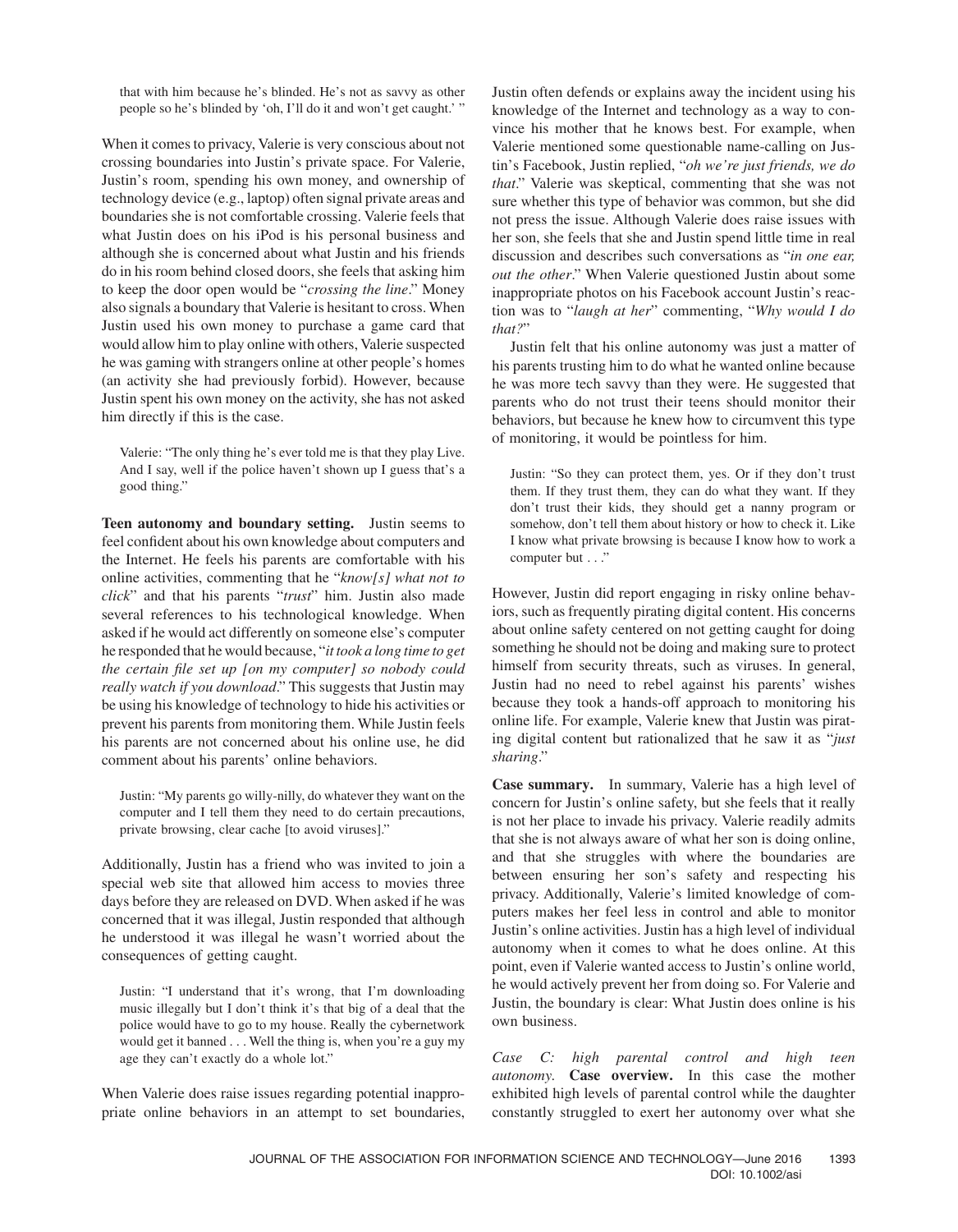> that with him because he's blinded. He's not as savvy as other people so he's blinded by 'oh, I'll do it and won't get caught.' "

When it comes to privacy, Valerie is very conscious about not crossing boundaries into Justin's private space. For Valerie, Justin's room, spending his own money, and ownership of technology device (e.g., laptop) often signal private areas and boundaries she is not comfortable crossing. Valerie feels that what Justin does on his iPod is his personal business and although she is concerned about what Justin and his friends do in his room behind closed doors, she feels that asking him to keep the door open would be "*crossing the line*." Money also signals a boundary that Valerie is hesitant to cross. When Justin used his own money to purchase a game card that would allow him to play online with others, Valerie suspected he was gaming with strangers online at other people's homes (an activity she had previously forbid). However, because Justin spent his own money on the activity, she has not asked him directly if this is the case.

> Valerie: "The only thing he's ever told me is that they play Live. And I say, well if the police haven't shown up I guess that's a good thing."

**Teen autonomy and boundary setting.** Justin seems to feel confident about his own knowledge about computers and the Internet. He feels his parents are comfortable with his online activities, commenting that he "*know[s] what not to click*" and that his parents "*trust*" him. Justin also made several references to his technological knowledge. When asked if he would act differently on someone else's computer he responded that he would because, "*it took a long time to get the certain file set up [on my computer] so nobody could really watch if you download*." This suggests that Justin may be using his knowledge of technology to hide his activities or prevent his parents from monitoring them. While Justin feels his parents are not concerned about his online use, he did comment about his parents' online behaviors.

> Justin: "My parents go willy-nilly, do whatever they want on the computer and I tell them they need to do certain precautions, private browsing, clear cache [to avoid viruses]."

Additionally, Justin has a friend who was invited to join a special web site that allowed him access to movies three days before they are released on DVD. When asked if he was concerned that it was illegal, Justin responded that although he understood it was illegal he wasn't worried about the consequences of getting caught.

> Justin: "I understand that it's wrong, that I'm downloading music illegally but I don't think it's that big of a deal that the police would have to go to my house. Really the cybernetwork would get it banned . . . Well the thing is, when you're a guy my age they can't exactly do a whole lot."

When Valerie does raise issues regarding potential inappropriate online behaviors in an attempt to set boundaries, Justin often defends or explains away the incident using his knowledge of the Internet and technology as a way to convince his mother that he knows best. For example, when Valerie mentioned some questionable name-calling on Justin's Facebook, Justin replied, "*oh we're just friends, we do that*." Valerie was skeptical, commenting that she was not sure whether this type of behavior was common, but she did not press the issue. Although Valerie does raise issues with her son, she feels that she and Justin spend little time in real discussion and describes such conversations as "*in one ear, out the other*." When Valerie questioned Justin about some inappropriate photos on his Facebook account Justin's reaction was to "*laugh at her*" commenting, "*Why would I do that?*"

Justin felt that his online autonomy was just a matter of his parents trusting him to do what he wanted online because he was more tech savvy than they were. He suggested that parents who do not trust their teens should monitor their behaviors, but because he knew how to circumvent this type of monitoring, it would be pointless for him.

> Justin: "So they can protect them, yes. Or if they don't trust them. If they trust them, they can do what they want. If they don't trust their kids, they should get a nanny program or somehow, don't tell them about history or how to check it. Like I know what private browsing is because I know how to work a computer but . . ."

However, Justin did report engaging in risky online behaviors, such as frequently pirating digital content. His concerns about online safety centered on not getting caught for doing something he should not be doing and making sure to protect himself from security threats, such as viruses. In general, Justin had no need to rebel against his parents' wishes because they took a hands-off approach to monitoring his online life. For example, Valerie knew that Justin was pirating digital content but rationalized that he saw it as "*just sharing*."

**Case summary.** In summary, Valerie has a high level of concern for Justin's online safety, but she feels that it really is not her place to invade his privacy. Valerie readily admits that she is not always aware of what her son is doing online, and that she struggles with where the boundaries are between ensuring her son's safety and respecting his privacy. Additionally, Valerie's limited knowledge of computers makes her feel less in control and able to monitor Justin's online activities. Justin has a high level of individual autonomy when it comes to what he does online. At this point, even if Valerie wanted access to Justin's online world, he would actively prevent her from doing so. For Valerie and Justin, the boundary is clear: What Justin does online is his own business.

*Case C: high parental control and high teen autonomy.* **Case overview.** In this case the mother exhibited high levels of parental control while the daughter constantly struggled to exert her autonomy over what she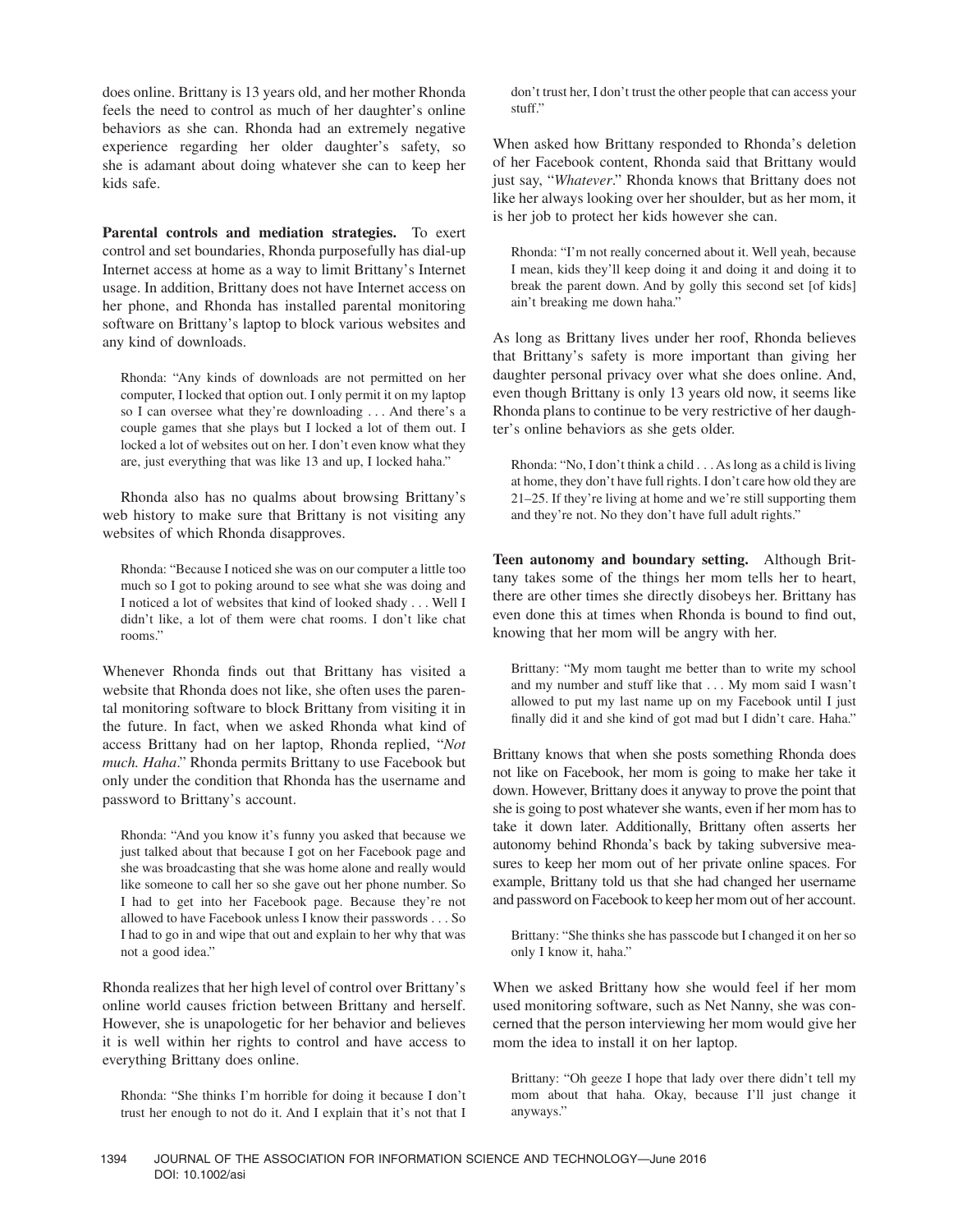does online. Brittany is 13 years old, and her mother Rhonda feels the need to control as much of her daughter's online behaviors as she can. Rhonda had an extremely negative experience regarding her older daughter's safety, so she is adamant about doing whatever she can to keep her kids safe.

**Parental controls and mediation strategies.** To exert control and set boundaries, Rhonda purposefully has dial-up Internet access at home as a way to limit Brittany's Internet usage. In addition, Brittany does not have Internet access on her phone, and Rhonda has installed parental monitoring software on Brittany's laptop to block various websites and any kind of downloads.

> Rhonda: "Any kinds of downloads are not permitted on her computer, I locked that option out. I only permit it on my laptop so I can oversee what they're downloading . . . And there's a couple games that she plays but I locked a lot of them out. I locked a lot of websites out on her. I don't even know what they are, just everything that was like 13 and up, I locked haha."

Rhonda also has no qualms about browsing Brittany's web history to make sure that Brittany is not visiting any websites of which Rhonda disapproves.

> Rhonda: "Because I noticed she was on our computer a little too much so I got to poking around to see what she was doing and I noticed a lot of websites that kind of looked shady . . . Well I didn't like, a lot of them were chat rooms. I don't like chat rooms."

Whenever Rhonda finds out that Brittany has visited a website that Rhonda does not like, she often uses the parental monitoring software to block Brittany from visiting it in the future. In fact, when we asked Rhonda what kind of access Brittany had on her laptop, Rhonda replied, "*Not much. Haha*." Rhonda permits Brittany to use Facebook but only under the condition that Rhonda has the username and password to Brittany's account.

> Rhonda: "And you know it's funny you asked that because we just talked about that because I got on her Facebook page and she was broadcasting that she was home alone and really would like someone to call her so she gave out her phone number. So I had to get into her Facebook page. Because they're not allowed to have Facebook unless I know their passwords . . . So I had to go in and wipe that out and explain to her why that was not a good idea."

Rhonda realizes that her high level of control over Brittany's online world causes friction between Brittany and herself. However, she is unapologetic for her behavior and believes it is well within her rights to control and have access to everything Brittany does online.

> Rhonda: "She thinks I'm horrible for doing it because I don't trust her enough to not do it. And I explain that it's not that I don't trust her, I don't trust the other people that can access your stuff."

When asked how Brittany responded to Rhonda's deletion of her Facebook content, Rhonda said that Brittany would just say, "*Whatever*." Rhonda knows that Brittany does not like her always looking over her shoulder, but as her mom, it is her job to protect her kids however she can.

> Rhonda: "I'm not really concerned about it. Well yeah, because I mean, kids they'll keep doing it and doing it and doing it to break the parent down. And by golly this second set [of kids] ain't breaking me down haha."

As long as Brittany lives under her roof, Rhonda believes that Brittany's safety is more important than giving her daughter personal privacy over what she does online. And, even though Brittany is only 13 years old now, it seems like Rhonda plans to continue to be very restrictive of her daughter's online behaviors as she gets older.

> Rhonda: "No, I don't think a child . . . As long as a child is living at home, they don't have full rights. I don't care how old they are 21–25. If they're living at home and we're still supporting them and they're not. No they don't have full adult rights."

**Teen autonomy and boundary setting.** Although Brittany takes some of the things her mom tells her to heart, there are other times she directly disobeys her. Brittany has even done this at times when Rhonda is bound to find out, knowing that her mom will be angry with her.

> Brittany: "My mom taught me better than to write my school and my number and stuff like that . . . My mom said I wasn't allowed to put my last name up on my Facebook until I just finally did it and she kind of got mad but I didn't care. Haha."

Brittany knows that when she posts something Rhonda does not like on Facebook, her mom is going to make her take it down. However, Brittany does it anyway to prove the point that she is going to post whatever she wants, even if her mom has to take it down later. Additionally, Brittany often asserts her autonomy behind Rhonda's back by taking subversive measures to keep her mom out of her private online spaces. For example, Brittany told us that she had changed her username and password on Facebook to keep her mom out of her account.

> Brittany: "She thinks she has passcode but I changed it on her so only I know it, haha."

When we asked Brittany how she would feel if her mom used monitoring software, such as Net Nanny, she was concerned that the person interviewing her mom would give her mom the idea to install it on her laptop.

> Brittany: "Oh geeze I hope that lady over there didn't tell my mom about that haha. Okay, because I'll just change it anyways."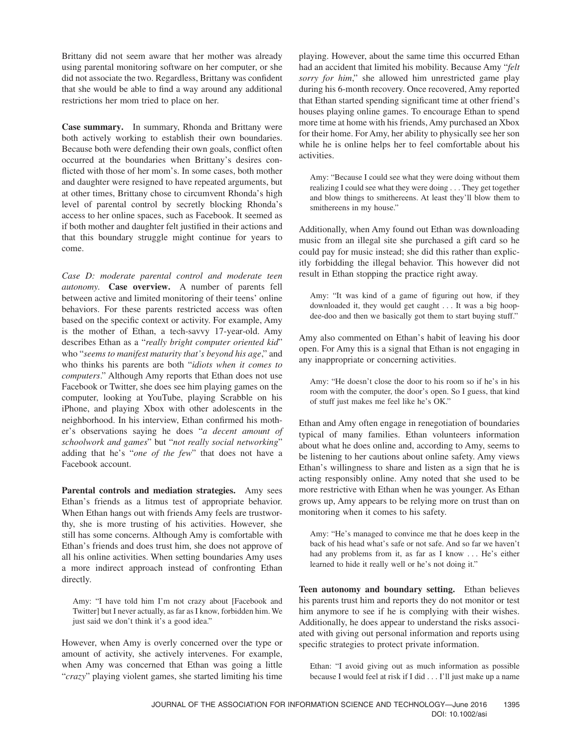Brittany did not seem aware that her mother was already using parental monitoring software on her computer, or she did not associate the two. Regardless, Brittany was confident that she would be able to find a way around any additional restrictions her mom tried to place on her.

**Case summary.** In summary, Rhonda and Brittany were both actively working to establish their own boundaries. Because both were defending their own goals, conflict often occurred at the boundaries when Brittany's desires conflicted with those of her mom's. In some cases, both mother and daughter were resigned to have repeated arguments, but at other times, Brittany chose to circumvent Rhonda's high level of parental control by secretly blocking Rhonda's access to her online spaces, such as Facebook. It seemed as if both mother and daughter felt justified in their actions and that this boundary struggle might continue for years to come.

*Case D: moderate parental control and moderate teen autonomy.* **Case overview.** A number of parents fell between active and limited monitoring of their teens' online behaviors. For these parents restricted access was often based on the specific context or activity. For example, Amy is the mother of Ethan, a tech-savvy 17-year-old. Amy describes Ethan as a "*really bright computer oriented kid*" who "*seems to manifest maturity that's beyond his age*," and who thinks his parents are both "*idiots when it comes to computers*." Although Amy reports that Ethan does not use Facebook or Twitter, she does see him playing games on the computer, looking at YouTube, playing Scrabble on his iPhone, and playing Xbox with other adolescents in the neighborhood. In his interview, Ethan confirmed his mother's observations saying he does "*a decent amount of schoolwork and games*" but "*not really social networking*" adding that he's "*one of the few*" that does not have a Facebook account.

**Parental controls and mediation strategies.** Amy sees Ethan's friends as a litmus test of appropriate behavior. When Ethan hangs out with friends Amy feels are trustworthy, she is more trusting of his activities. However, she still has some concerns. Although Amy is comfortable with Ethan's friends and does trust him, she does not approve of all his online activities. When setting boundaries Amy uses a more indirect approach instead of confronting Ethan directly.

> Amy: "I have told him I'm not crazy about [Facebook and Twitter] but I never actually, as far as I know, forbidden him. We just said we don't think it's a good idea."

However, when Amy is overly concerned over the type or amount of activity, she actively intervenes. For example, when Amy was concerned that Ethan was going a little "*crazy*" playing violent games, she started limiting his time playing. However, about the same time this occurred Ethan had an accident that limited his mobility. Because Amy "*felt sorry for him*," she allowed him unrestricted game play during his 6-month recovery. Once recovered, Amy reported that Ethan started spending significant time at other friend's houses playing online games. To encourage Ethan to spend more time at home with his friends, Amy purchased an Xbox for their home. For Amy, her ability to physically see her son while he is online helps her to feel comfortable about his activities.

> Amy: "Because I could see what they were doing without them realizing I could see what they were doing . . . They get together and blow things to smithereens. At least they'll blow them to smithereens in my house."

Additionally, when Amy found out Ethan was downloading music from an illegal site she purchased a gift card so he could pay for music instead; she did this rather than explicitly forbidding the illegal behavior. This however did not result in Ethan stopping the practice right away.

> Amy: "It was kind of a game of figuring out how, if they downloaded it, they would get caught . . . It was a big hoop-dee-doo and then we basically got them to start buying stuff."

Amy also commented on Ethan's habit of leaving his door open. For Amy this is a signal that Ethan is not engaging in any inappropriate or concerning activities.

> Amy: "He doesn't close the door to his room so if he's in his room with the computer, the door's open. So I guess, that kind of stuff just makes me feel like he's OK."

Ethan and Amy often engage in renegotiation of boundaries typical of many families. Ethan volunteers information about what he does online and, according to Amy, seems to be listening to her cautions about online safety. Amy views Ethan's willingness to share and listen as a sign that he is acting responsibly online. Amy noted that she used to be more restrictive with Ethan when he was younger. As Ethan grows up, Amy appears to be relying more on trust than on monitoring when it comes to his safety.

> Amy: "He's managed to convince me that he does keep in the back of his head what's safe or not safe. And so far we haven't had any problems from it, as far as I know . . . He's either learned to hide it really well or he's not doing it."

**Teen autonomy and boundary setting.** Ethan believes his parents trust him and reports they do not monitor or test him anymore to see if he is complying with their wishes. Additionally, he does appear to understand the risks associated with giving out personal information and reports using specific strategies to protect private information.

> Ethan: "I avoid giving out as much information as possible because I would feel at risk if I did . . . I'll just make up a name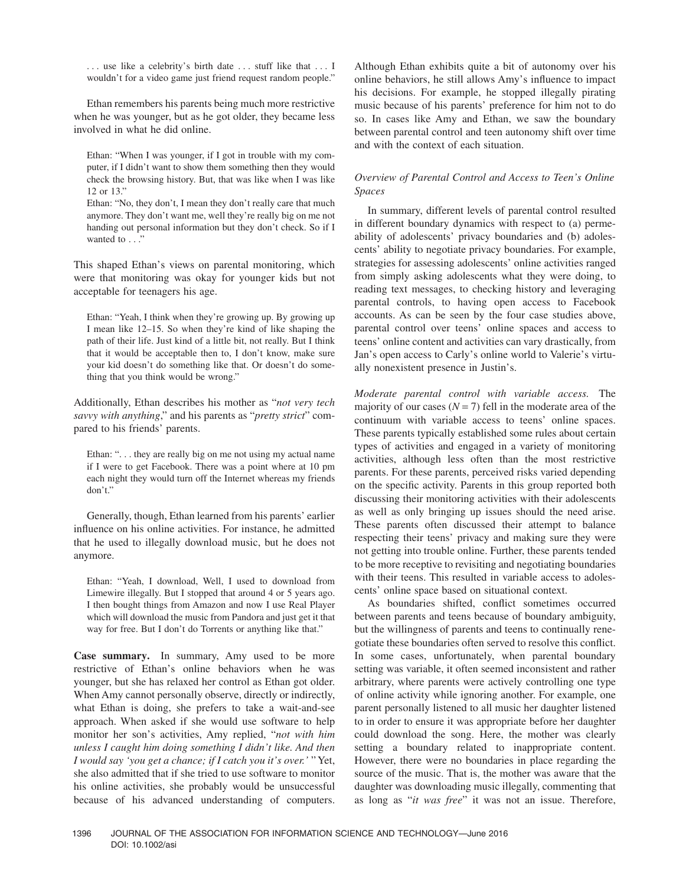> ... use like a celebrity's birth date ... stuff like that ... I wouldn't for a video game just friend request random people."

Ethan remembers his parents being much more restrictive when he was younger, but as he got older, they became less involved in what he did online.

> Ethan: "When I was younger, if I got in trouble with my computer, if I didn't want to show them something then they would check the browsing history. But, that was like when I was like 12 or 13."
>
> Ethan: "No, they don't, I mean they don't really care that much anymore. They don't want me, well they're really big on me not handing out personal information but they don't check. So if I wanted to ..."

This shaped Ethan's views on parental monitoring, which were that monitoring was okay for younger kids but not acceptable for teenagers his age.

> Ethan: "Yeah, I think when they're growing up. By growing up I mean like 12–15. So when they're kind of like shaping the path of their life. Just kind of a little bit, not really. But I think that it would be acceptable then to, I don't know, make sure your kid doesn't do something like that. Or doesn't do something that you think would be wrong."

Additionally, Ethan describes his mother as "*not very tech savvy with anything*," and his parents as "*pretty strict*" compared to his friends' parents.

> Ethan: "... they are really big on me not using my actual name if I were to get Facebook. There was a point where at 10 pm each night they would turn off the Internet whereas my friends don't."

Generally, though, Ethan learned from his parents' earlier influence on his online activities. For instance, he admitted that he used to illegally download music, but he does not anymore.

> Ethan: "Yeah, I download, Well, I used to download from Limewire illegally. But I stopped that around 4 or 5 years ago. I then bought things from Amazon and now I use Real Player which will download the music from Pandora and just get it that way for free. But I don't do Torrents or anything like that."

**Case summary.** In summary, Amy used to be more restrictive of Ethan's online behaviors when he was younger, but she has relaxed her control as Ethan got older. When Amy cannot personally observe, directly or indirectly, what Ethan is doing, she prefers to take a wait-and-see approach. When asked if she would use software to help monitor her son's activities, Amy replied, "*not with him unless I caught him doing something I didn't like. And then I would say 'you get a chance; if I catch you it's over.'*" Yet, she also admitted that if she tried to use software to monitor his online activities, she probably would be unsuccessful because of his advanced understanding of computers. Although Ethan exhibits quite a bit of autonomy over his online behaviors, he still allows Amy's influence to impact his decisions. For example, he stopped illegally pirating music because of his parents' preference for him not to do so. In cases like Amy and Ethan, we saw the boundary between parental control and teen autonomy shift over time and with the context of each situation.

### *Overview of Parental Control and Access to Teen's Online Spaces*

In summary, different levels of parental control resulted in different boundary dynamics with respect to (a) permeability of adolescents' privacy boundaries and (b) adolescents' ability to negotiate privacy boundaries. For example, strategies for assessing adolescents' online activities ranged from simply asking adolescents what they were doing, to reading text messages, to checking history and leveraging parental controls, to having open access to Facebook accounts. As can be seen by the four case studies above, parental control over teens' online spaces and access to teens' online content and activities can vary drastically, from Jan's open access to Carly's online world to Valerie's virtually nonexistent presence in Justin's.

*Moderate parental control with variable access.* The majority of our cases ($N = 7$) fell in the moderate area of the continuum with variable access to teens' online spaces. These parents typically established some rules about certain types of activities and engaged in a variety of monitoring activities, although less often than the most restrictive parents. For these parents, perceived risks varied depending on the specific activity. Parents in this group reported both discussing their monitoring activities with their adolescents as well as only bringing up issues should the need arise. These parents often discussed their attempt to balance respecting their teens' privacy and making sure they were not getting into trouble online. Further, these parents tended to be more receptive to revisiting and negotiating boundaries with their teens. This resulted in variable access to adolescents' online space based on situational context.

As boundaries shifted, conflict sometimes occurred between parents and teens because of boundary ambiguity, but the willingness of parents and teens to continually renegotiate these boundaries often served to resolve this conflict. In some cases, unfortunately, when parental boundary setting was variable, it often seemed inconsistent and rather arbitrary, where parents were actively controlling one type of online activity while ignoring another. For example, one parent personally listened to all music her daughter listened to in order to ensure it was appropriate before her daughter could download the song. Here, the mother was clearly setting a boundary related to inappropriate content. However, there were no boundaries in place regarding the source of the music. That is, the mother was aware that the daughter was downloading music illegally, commenting that as long as "*it was free*" it was not an issue. Therefore,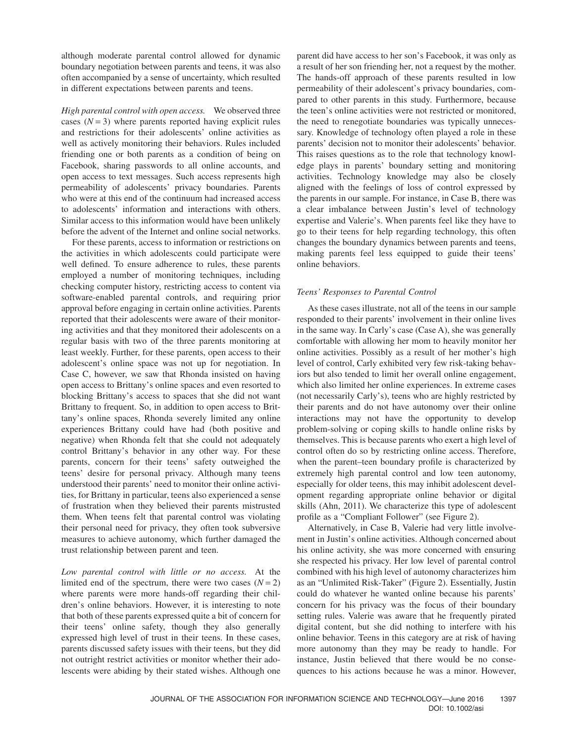although moderate parental control allowed for dynamic boundary negotiation between parents and teens, it was also often accompanied by a sense of uncertainty, which resulted in different expectations between parents and teens.

*High parental control with open access.* We observed three cases ($N = 3$) where parents reported having explicit rules and restrictions for their adolescents' online activities as well as actively monitoring their behaviors. Rules included friending one or both parents as a condition of being on Facebook, sharing passwords to all online accounts, and open access to text messages. Such access represents high permeability of adolescents' privacy boundaries. Parents who were at this end of the continuum had increased access to adolescents' information and interactions with others. Similar access to this information would have been unlikely before the advent of the Internet and online social networks.

For these parents, access to information or restrictions on the activities in which adolescents could participate were well defined. To ensure adherence to rules, these parents employed a number of monitoring techniques, including checking computer history, restricting access to content via software-enabled parental controls, and requiring prior approval before engaging in certain online activities. Parents reported that their adolescents were aware of their monitoring activities and that they monitored their adolescents on a regular basis with two of the three parents monitoring at least weekly. Further, for these parents, open access to their adolescent's online space was not up for negotiation. In Case C, however, we saw that Rhonda insisted on having open access to Brittany's online spaces and even resorted to blocking Brittany's access to spaces that she did not want Brittany to frequent. So, in addition to open access to Brittany's online spaces, Rhonda severely limited any online experiences Brittany could have had (both positive and negative) when Rhonda felt that she could not adequately control Brittany's behavior in any other way. For these parents, concern for their teens' safety outweighed the teens' desire for personal privacy. Although many teens understood their parents' need to monitor their online activities, for Brittany in particular, teens also experienced a sense of frustration when they believed their parents mistrusted them. When teens felt that parental control was violating their personal need for privacy, they often took subversive measures to achieve autonomy, which further damaged the trust relationship between parent and teen.

*Low parental control with little or no access.* At the limited end of the spectrum, there were two cases ($N = 2$) where parents were more hands-off regarding their children's online behaviors. However, it is interesting to note that both of these parents expressed quite a bit of concern for their teens' online safety, though they also generally expressed high level of trust in their teens. In these cases, parents discussed safety issues with their teens, but they did not outright restrict activities or monitor whether their adolescents were abiding by their stated wishes. Although one parent did have access to her son's Facebook, it was only as a result of her son friending her, not a request by the mother. The hands-off approach of these parents resulted in low permeability of their adolescent's privacy boundaries, compared to other parents in this study. Furthermore, because the teen's online activities were not restricted or monitored, the need to renegotiate boundaries was typically unnecessary. Knowledge of technology often played a role in these parents' decision not to monitor their adolescents' behavior. This raises questions as to the role that technology knowledge plays in parents' boundary setting and monitoring activities. Technology knowledge may also be closely aligned with the feelings of loss of control expressed by the parents in our sample. For instance, in Case B, there was a clear imbalance between Justin's level of technology expertise and Valerie's. When parents feel like they have to go to their teens for help regarding technology, this often changes the boundary dynamics between parents and teens, making parents feel less equipped to guide their teens' online behaviors.

### *Teens' Responses to Parental Control*

As these cases illustrate, not all of the teens in our sample responded to their parents' involvement in their online lives in the same way. In Carly's case (Case A), she was generally comfortable with allowing her mom to heavily monitor her online activities. Possibly as a result of her mother's high level of control, Carly exhibited very few risk-taking behaviors but also tended to limit her overall online engagement, which also limited her online experiences. In extreme cases (not necessarily Carly's), teens who are highly restricted by their parents and do not have autonomy over their online interactions may not have the opportunity to develop problem-solving or coping skills to handle online risks by themselves. This is because parents who exert a high level of control often do so by restricting online access. Therefore, when the parent–teen boundary profile is characterized by extremely high parental control and low teen autonomy, especially for older teens, this may inhibit adolescent development regarding appropriate online behavior or digital skills (Ahn, 2011). We characterize this type of adolescent profile as a "Compliant Follower" (see Figure 2).

Alternatively, in Case B, Valerie had very little involvement in Justin's online activities. Although concerned about his online activity, she was more concerned with ensuring she respected his privacy. Her low level of parental control combined with his high level of autonomy characterizes him as an "Unlimited Risk-Taker" (Figure 2). Essentially, Justin could do whatever he wanted online because his parents' concern for his privacy was the focus of their boundary setting rules. Valerie was aware that he frequently pirated digital content, but she did nothing to interfere with his online behavior. Teens in this category are at risk of having more autonomy than they may be ready to handle. For instance, Justin believed that there would be no consequences to his actions because he was a minor. However,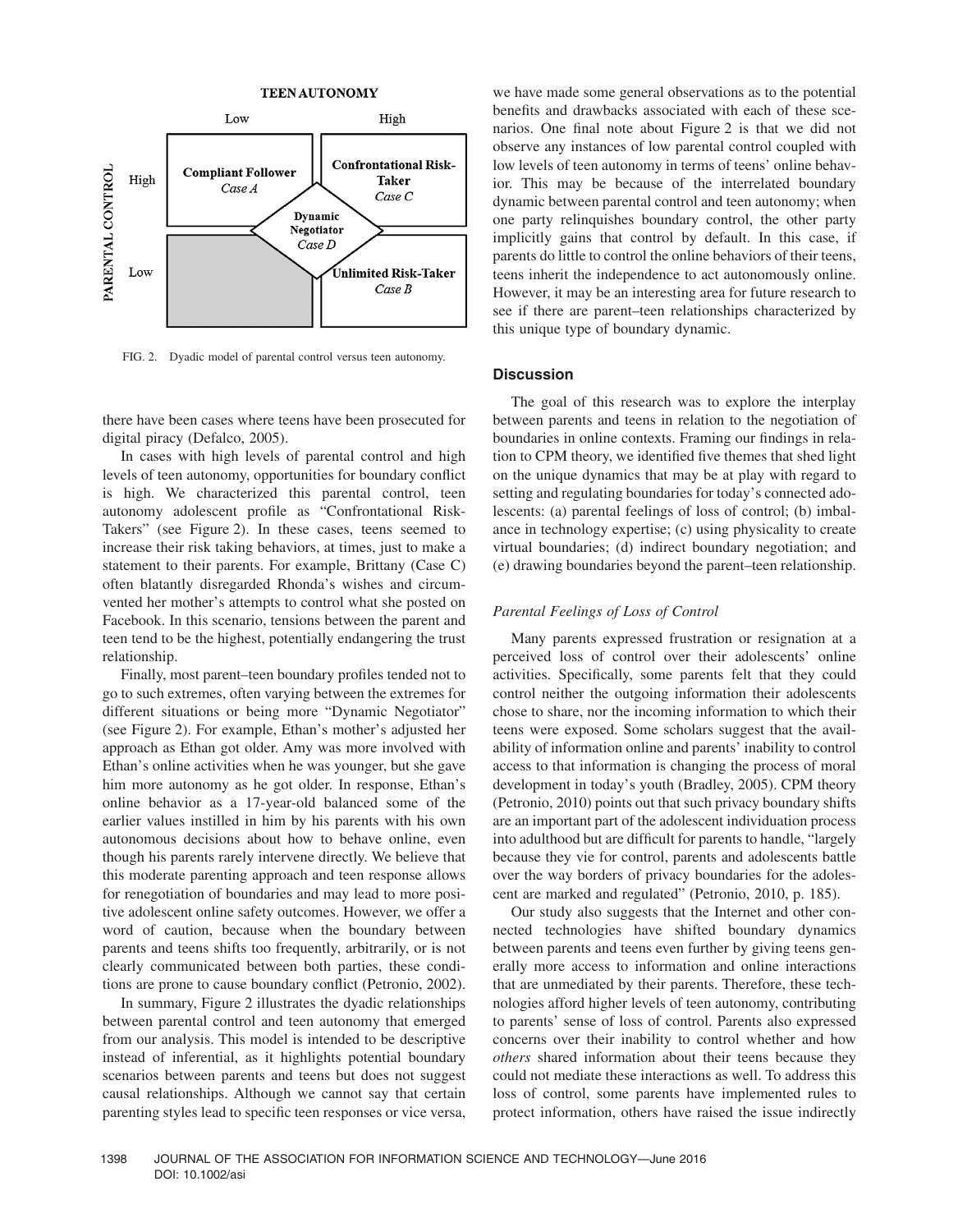FIG. 2. Dyadic model of parental control versus teen autonomy.

there have been cases where teens have been prosecuted for digital piracy (Defalco, 2005).

In cases with high levels of parental control and high levels of teen autonomy, opportunities for boundary conflict is high. We characterized this parental control, teen autonomy adolescent profile as "Confrontational Risk-Takers" (see Figure 2). In these cases, teens seemed to increase their risk taking behaviors, at times, just to make a statement to their parents. For example, Brittany (Case C) often blatantly disregarded Rhonda's wishes and circumvented her mother's attempts to control what she posted on Facebook. In this scenario, tensions between the parent and teen tend to be the highest, potentially endangering the trust relationship.

Finally, most parent–teen boundary profiles tended not to go to such extremes, often varying between the extremes for different situations or being more "Dynamic Negotiator" (see Figure 2). For example, Ethan's mother's adjusted her approach as Ethan got older. Amy was more involved with Ethan's online activities when he was younger, but she gave him more autonomy as he got older. In response, Ethan's online behavior as a 17-year-old balanced some of the earlier values instilled in him by his parents with his own autonomous decisions about how to behave online, even though his parents rarely intervene directly. We believe that this moderate parenting approach and teen response allows for renegotiation of boundaries and may lead to more positive adolescent online safety outcomes. However, we offer a word of caution, because when the boundary between parents and teens shifts too frequently, arbitrarily, or is not clearly communicated between both parties, these conditions are prone to cause boundary conflict (Petronio, 2002).

In summary, Figure 2 illustrates the dyadic relationships between parental control and teen autonomy that emerged from our analysis. This model is intended to be descriptive instead of inferential, as it highlights potential boundary scenarios between parents and teens but does not suggest causal relationships. Although we cannot say that certain parenting styles lead to specific teen responses or vice versa, we have made some general observations as to the potential benefits and drawbacks associated with each of these scenarios. One final note about Figure 2 is that we did not observe any instances of low parental control coupled with low levels of teen autonomy in terms of teens' online behavior. This may be because of the interrelated boundary dynamic between parental control and teen autonomy; when one party relinquishes boundary control, the other party implicitly gains that control by default. In this case, if parents do little to control the online behaviors of their teens, teens inherit the independence to act autonomously online. However, it may be an interesting area for future research to see if there are parent–teen relationships characterized by this unique type of boundary dynamic.

## Discussion

The goal of this research was to explore the interplay between parents and teens in relation to the negotiation of boundaries in online contexts. Framing our findings in relation to CPM theory, we identified five themes that shed light on the unique dynamics that may be at play with regard to setting and regulating boundaries for today's connected adolescents: (a) parental feelings of loss of control; (b) imbalance in technology expertise; (c) using physicality to create virtual boundaries; (d) indirect boundary negotiation; and (e) drawing boundaries beyond the parent–teen relationship.

### *Parental Feelings of Loss of Control*

Many parents expressed frustration or resignation at a perceived loss of control over their adolescents' online activities. Specifically, some parents felt that they could control neither the outgoing information their adolescents chose to share, nor the incoming information to which their teens were exposed. Some scholars suggest that the availability of information online and parents' inability to control access to that information is changing the process of moral development in today's youth (Bradley, 2005). CPM theory (Petronio, 2010) points out that such privacy boundary shifts are an important part of the adolescent individuation process into adulthood but are difficult for parents to handle, "largely because they vie for control, parents and adolescents battle over the way borders of privacy boundaries for the adolescent are marked and regulated" (Petronio, 2010, p. 185).

Our study also suggests that the Internet and other connected technologies have shifted boundary dynamics between parents and teens even further by giving teens generally more access to information and online interactions that are unmediated by their parents. Therefore, these technologies afford higher levels of teen autonomy, contributing to parents' sense of loss of control. Parents also expressed concerns over their inability to control whether and how *others* shared information about their teens because they could not mediate these interactions as well. To address this loss of control, some parents have implemented rules to protect information, others have raised the issue indirectly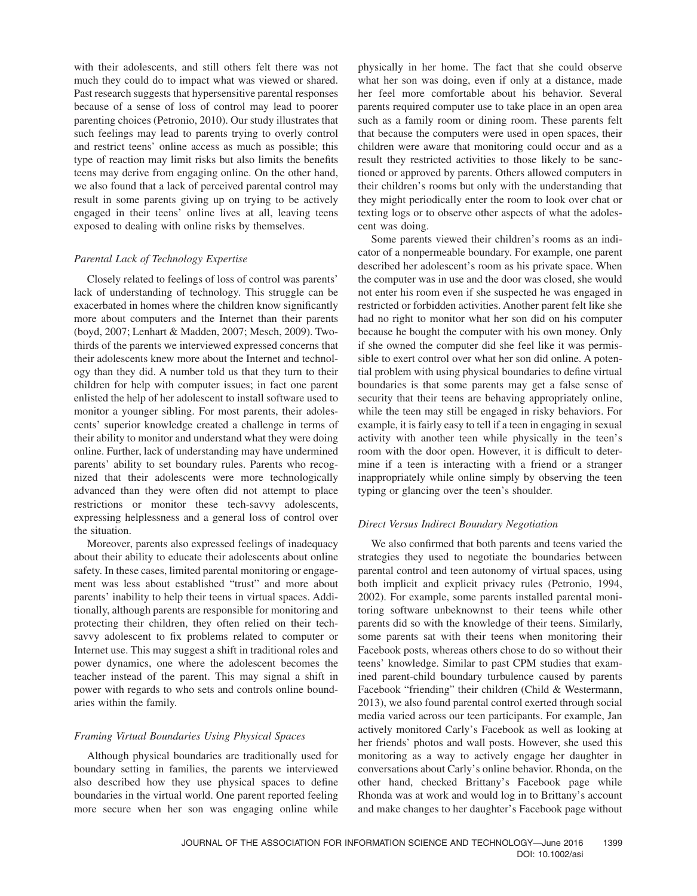with their adolescents, and still others felt there was not much they could do to impact what was viewed or shared. Past research suggests that hypersensitive parental responses because of a sense of loss of control may lead to poorer parenting choices (Petronio, 2010). Our study illustrates that such feelings may lead to parents trying to overly control and restrict teens' online access as much as possible; this type of reaction may limit risks but also limits the benefits teens may derive from engaging online. On the other hand, we also found that a lack of perceived parental control may result in some parents giving up on trying to be actively engaged in their teens' online lives at all, leaving teens exposed to dealing with online risks by themselves.

### *Parental Lack of Technology Expertise*

Closely related to feelings of loss of control was parents' lack of understanding of technology. This struggle can be exacerbated in homes where the children know significantly more about computers and the Internet than their parents (boyd, 2007; Lenhart & Madden, 2007; Mesch, 2009). Two-thirds of the parents we interviewed expressed concerns that their adolescents knew more about the Internet and technology than they did. A number told us that they turn to their children for help with computer issues; in fact one parent enlisted the help of her adolescent to install software used to monitor a younger sibling. For most parents, their adolescents' superior knowledge created a challenge in terms of their ability to monitor and understand what they were doing online. Further, lack of understanding may have undermined parents' ability to set boundary rules. Parents who recognized that their adolescents were more technologically advanced than they were often did not attempt to place restrictions or monitor these tech-savvy adolescents, expressing helplessness and a general loss of control over the situation.

Moreover, parents also expressed feelings of inadequacy about their ability to educate their adolescents about online safety. In these cases, limited parental monitoring or engagement was less about established "trust" and more about parents' inability to help their teens in virtual spaces. Additionally, although parents are responsible for monitoring and protecting their children, they often relied on their tech-savvy adolescent to fix problems related to computer or Internet use. This may suggest a shift in traditional roles and power dynamics, one where the adolescent becomes the teacher instead of the parent. This may signal a shift in power with regards to who sets and controls online boundaries within the family.

### *Framing Virtual Boundaries Using Physical Spaces*

Although physical boundaries are traditionally used for boundary setting in families, the parents we interviewed also described how they use physical spaces to define boundaries in the virtual world. One parent reported feeling more secure when her son was engaging online while physically in her home. The fact that she could observe what her son was doing, even if only at a distance, made her feel more comfortable about his behavior. Several parents required computer use to take place in an open area such as a family room or dining room. These parents felt that because the computers were used in open spaces, their children were aware that monitoring could occur and as a result they restricted activities to those likely to be sanctioned or approved by parents. Others allowed computers in their children's rooms but only with the understanding that they might periodically enter the room to look over chat or texting logs or to observe other aspects of what the adolescent was doing.

Some parents viewed their children's rooms as an indicator of a nonpermeable boundary. For example, one parent described her adolescent's room as his private space. When the computer was in use and the door was closed, she would not enter his room even if she suspected he was engaged in restricted or forbidden activities. Another parent felt like she had no right to monitor what her son did on his computer because he bought the computer with his own money. Only if she owned the computer did she feel like it was permissible to exert control over what her son did online. A potential problem with using physical boundaries to define virtual boundaries is that some parents may get a false sense of security that their teens are behaving appropriately online, while the teen may still be engaged in risky behaviors. For example, it is fairly easy to tell if a teen in engaging in sexual activity with another teen while physically in the teen's room with the door open. However, it is difficult to determine if a teen is interacting with a friend or a stranger inappropriately while online simply by observing the teen typing or glancing over the teen's shoulder.

### *Direct Versus Indirect Boundary Negotiation*

We also confirmed that both parents and teens varied the strategies they used to negotiate the boundaries between parental control and teen autonomy of virtual spaces, using both implicit and explicit privacy rules (Petronio, 1994, 2002). For example, some parents installed parental monitoring software unbeknownst to their teens while other parents did so with the knowledge of their teens. Similarly, some parents sat with their teens when monitoring their Facebook posts, whereas others chose to do so without their teens' knowledge. Similar to past CPM studies that examined parent-child boundary turbulence caused by parents Facebook "friending" their children (Child & Westermann, 2013), we also found parental control exerted through social media varied across our teen participants. For example, Jan actively monitored Carly's Facebook as well as looking at her friends' photos and wall posts. However, she used this monitoring as a way to actively engage her daughter in conversations about Carly's online behavior. Rhonda, on the other hand, checked Brittany's Facebook page while Rhonda was at work and would log in to Brittany's account and make changes to her daughter's Facebook page without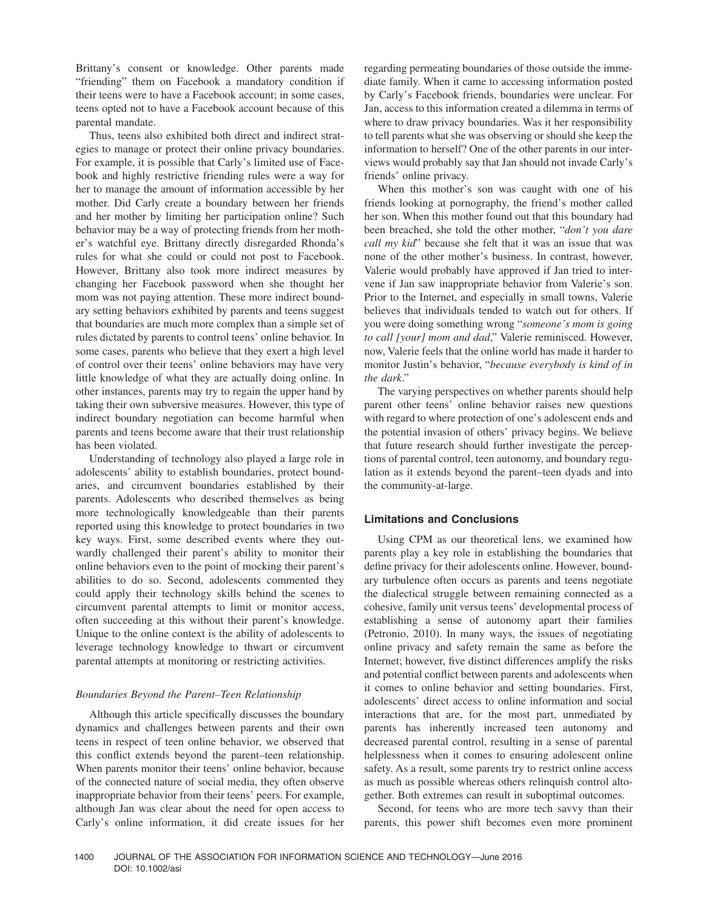Brittany's consent or knowledge. Other parents made "friending" them on Facebook a mandatory condition if their teens were to have a Facebook account; in some cases, teens opted not to have a Facebook account because of this parental mandate.

Thus, teens also exhibited both direct and indirect strategies to manage or protect their online privacy boundaries. For example, it is possible that Carly's limited use of Facebook and highly restrictive friending rules were a way for her to manage the amount of information accessible by her mother. Did Carly create a boundary between her friends and her mother by limiting her participation online? Such behavior may be a way of protecting friends from her mother's watchful eye. Brittany directly disregarded Rhonda's rules for what she could or could not post to Facebook. However, Brittany also took more indirect measures by changing her Facebook password when she thought her mom was not paying attention. These more indirect boundary setting behaviors exhibited by parents and teens suggest that boundaries are much more complex than a simple set of rules dictated by parents to control teens' online behavior. In some cases, parents who believe that they exert a high level of control over their teens' online behaviors may have very little knowledge of what they are actually doing online. In other instances, parents may try to regain the upper hand by taking their own subversive measures. However, this type of indirect boundary negotiation can become harmful when parents and teens become aware that their trust relationship has been violated.

Understanding of technology also played a large role in adolescents' ability to establish boundaries, protect boundaries, and circumvent boundaries established by their parents. Adolescents who described themselves as being more technologically knowledgeable than their parents reported using this knowledge to protect boundaries in two key ways. First, some described events where they outwardly challenged their parent's ability to monitor their online behaviors even to the point of mocking their parent's abilities to do so. Second, adolescents commented they could apply their technology skills behind the scenes to circumvent parental attempts to limit or monitor access, often succeeding at this without their parent's knowledge. Unique to the online context is the ability of adolescents to leverage technology knowledge to thwart or circumvent parental attempts at monitoring or restricting activities.

### *Boundaries Beyond the Parent–Teen Relationship*

Although this article specifically discusses the boundary dynamics and challenges between parents and their own teens in respect of teen online behavior, we observed that this conflict extends beyond the parent–teen relationship. When parents monitor their teens' online behavior, because of the connected nature of social media, they often observe inappropriate behavior from their teens' peers. For example, although Jan was clear about the need for open access to Carly's online information, it did create issues for her regarding permeating boundaries of those outside the immediate family. When it came to accessing information posted by Carly's Facebook friends, boundaries were unclear. For Jan, access to this information created a dilemma in terms of where to draw privacy boundaries. Was it her responsibility to tell parents what she was observing or should she keep the information to herself? One of the other parents in our interviews would probably say that Jan should not invade Carly's friends' online privacy.

When this mother's son was caught with one of his friends looking at pornography, the friend's mother called her son. When this mother found out that this boundary had been breached, she told the other mother, "*don't you dare call my kid*" because she felt that it was an issue that was none of the other mother's business. In contrast, however, Valerie would probably have approved if Jan tried to intervene if Jan saw inappropriate behavior from Valerie's son. Prior to the Internet, and especially in small towns, Valerie believes that individuals tended to watch out for others. If you were doing something wrong "*someone's mom is going to call [your] mom and dad*," Valerie reminisced. However, now, Valerie feels that the online world has made it harder to monitor Justin's behavior, "*because everybody is kind of in the dark*."

The varying perspectives on whether parents should help parent other teens' online behavior raises new questions with regard to where protection of one's adolescent ends and the potential invasion of others' privacy begins. We believe that future research should further investigate the perceptions of parental control, teen autonomy, and boundary regulation as it extends beyond the parent–teen dyads and into the community-at-large.

## Limitations and Conclusions

Using CPM as our theoretical lens, we examined how parents play a key role in establishing the boundaries that define privacy for their adolescents online. However, boundary turbulence often occurs as parents and teens negotiate the dialectical struggle between remaining connected as a cohesive, family unit versus teens' developmental process of establishing a sense of autonomy apart their families (Petronio, 2010). In many ways, the issues of negotiating online privacy and safety remain the same as before the Internet; however, five distinct differences amplify the risks and potential conflict between parents and adolescents when it comes to online behavior and setting boundaries. First, adolescents' direct access to online information and social interactions that are, for the most part, unmediated by parents has inherently increased teen autonomy and decreased parental control, resulting in a sense of parental helplessness when it comes to ensuring adolescent online safety. As a result, some parents try to restrict online access as much as possible whereas others relinquish control altogether. Both extremes can result in suboptimal outcomes.

Second, for teens who are more tech savvy than their parents, this power shift becomes even more prominent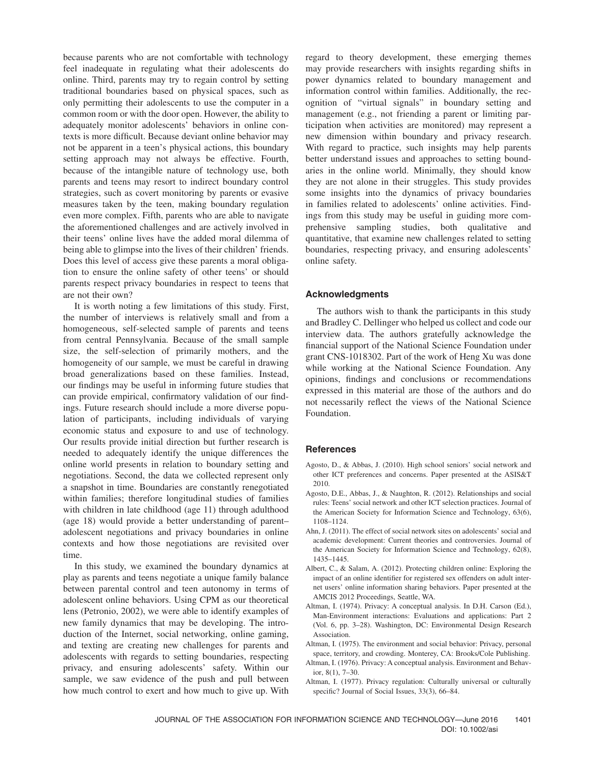because parents who are not comfortable with technology feel inadequate in regulating what their adolescents do online. Third, parents may try to regain control by setting traditional boundaries based on physical spaces, such as only permitting their adolescents to use the computer in a common room or with the door open. However, the ability to adequately monitor adolescents' behaviors in online contexts is more difficult. Because deviant online behavior may not be apparent in a teen's physical actions, this boundary setting approach may not always be effective. Fourth, because of the intangible nature of technology use, both parents and teens may resort to indirect boundary control strategies, such as covert monitoring by parents or evasive measures taken by the teen, making boundary regulation even more complex. Fifth, parents who are able to navigate the aforementioned challenges and are actively involved in their teens' online lives have the added moral dilemma of being able to glimpse into the lives of their children' friends. Does this level of access give these parents a moral obligation to ensure the online safety of other teens' or should parents respect privacy boundaries in respect to teens that are not their own?

It is worth noting a few limitations of this study. First, the number of interviews is relatively small and from a homogeneous, self-selected sample of parents and teens from central Pennsylvania. Because of the small sample size, the self-selection of primarily mothers, and the homogeneity of our sample, we must be careful in drawing broad generalizations based on these families. Instead, our findings may be useful in informing future studies that can provide empirical, confirmatory validation of our findings. Future research should include a more diverse population of participants, including individuals of varying economic status and exposure to and use of technology. Our results provide initial direction but further research is needed to adequately identify the unique differences the online world presents in relation to boundary setting and negotiations. Second, the data we collected represent only a snapshot in time. Boundaries are constantly renegotiated within families; therefore longitudinal studies of families with children in late childhood (age 11) through adulthood (age 18) would provide a better understanding of parent–adolescent negotiations and privacy boundaries in online contexts and how those negotiations are revisited over time.

In this study, we examined the boundary dynamics at play as parents and teens negotiate a unique family balance between parental control and teen autonomy in terms of adolescent online behaviors. Using CPM as our theoretical lens (Petronio, 2002), we were able to identify examples of new family dynamics that may be developing. The introduction of the Internet, social networking, online gaming, and texting are creating new challenges for parents and adolescents with regards to setting boundaries, respecting privacy, and ensuring adolescents' safety. Within our sample, we saw evidence of the push and pull between how much control to exert and how much to give up. With regard to theory development, these emerging themes may provide researchers with insights regarding shifts in power dynamics related to boundary management and information control within families. Additionally, the recognition of "virtual signals" in boundary setting and management (e.g., not friending a parent or limiting participation when activities are monitored) may represent a new dimension within boundary and privacy research. With regard to practice, such insights may help parents better understand issues and approaches to setting boundaries in the online world. Minimally, they should know they are not alone in their struggles. This study provides some insights into the dynamics of privacy boundaries in families related to adolescents' online activities. Findings from this study may be useful in guiding more comprehensive sampling studies, both qualitative and quantitative, that examine new challenges related to setting boundaries, respecting privacy, and ensuring adolescents' online safety.

## Acknowledgments

The authors wish to thank the participants in this study and Bradley C. Dellinger who helped us collect and code our interview data. The authors gratefully acknowledge the financial support of the National Science Foundation under grant CNS-1018302. Part of the work of Heng Xu was done while working at the National Science Foundation. Any opinions, findings and conclusions or recommendations expressed in this material are those of the authors and do not necessarily reflect the views of the National Science Foundation.

## References

Agosto, D., & Abbas, J. (2010). High school seniors' social network and other ICT preferences and concerns. Paper presented at the ASIS&T 2010.

Agosto, D.E., Abbas, J., & Naughton, R. (2012). Relationships and social rules: Teens' social network and other ICT selection practices. Journal of the American Society for Information Science and Technology, 63(6), 1108–1124.

Ahn, J. (2011). The effect of social network sites on adolescents' social and academic development: Current theories and controversies. Journal of the American Society for Information Science and Technology, 62(8), 1435–1445.

Albert, C., & Salam, A. (2012). Protecting children online: Exploring the impact of an online identifier for registered sex offenders on adult internet users' online information sharing behaviors. Paper presented at the AMCIS 2012 Proceedings, Seattle, WA.

Altman, I. (1974). Privacy: A conceptual analysis. In D.H. Carson (Ed.), Man-Environment interactions: Evaluations and applications: Part 2 (Vol. 6, pp. 3–28). Washington, DC: Environmental Design Research Association.

Altman, I. (1975). The environment and social behavior: Privacy, personal space, territory, and crowding. Monterey, CA: Brooks/Cole Publishing.

Altman, I. (1976). Privacy: A conceptual analysis. Environment and Behavior, 8(1), 7–30.

Altman, I. (1977). Privacy regulation: Culturally universal or culturally specific? Journal of Social Issues, 33(3), 66–84.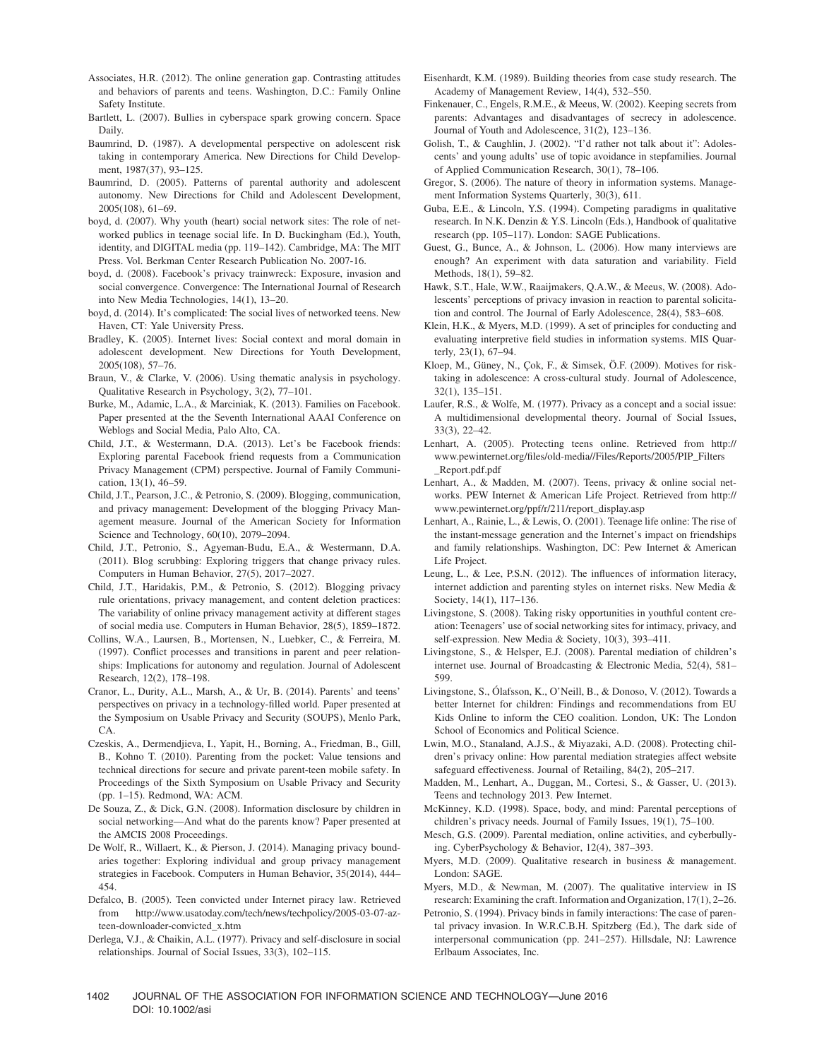Associates, H.R. (2012). The online generation gap. Contrasting attitudes and behaviors of parents and teens. Washington, D.C.: Family Online Safety Institute.

Bartlett, L. (2007). Bullies in cyberspace spark growing concern. Space Daily.

Baumrind, D. (1987). A developmental perspective on adolescent risk taking in contemporary America. New Directions for Child Development, 1987(37), 93–125.

Baumrind, D. (2005). Patterns of parental authority and adolescent autonomy. New Directions for Child and Adolescent Development, 2005(108), 61–69.

boyd, d. (2007). Why youth (heart) social network sites: The role of networked publics in teenage social life. In D. Buckingham (Ed.), Youth, identity, and DIGITAL media (pp. 119–142). Cambridge, MA: The MIT Press. Vol. Berkman Center Research Publication No. 2007-16.

boyd, d. (2008). Facebook's privacy trainwreck: Exposure, invasion and social convergence. Convergence: The International Journal of Research into New Media Technologies, 14(1), 13–20.

boyd, d. (2014). It's complicated: The social lives of networked teens. New Haven, CT: Yale University Press.

Bradley, K. (2005). Internet lives: Social context and moral domain in adolescent development. New Directions for Youth Development, 2005(108), 57–76.

Braun, V., & Clarke, V. (2006). Using thematic analysis in psychology. Qualitative Research in Psychology, 3(2), 77–101.

Burke, M., Adamic, L.A., & Marciniak, K. (2013). Families on Facebook. Paper presented at the the Seventh International AAAI Conference on Weblogs and Social Media, Palo Alto, CA.

Child, J.T., & Westermann, D.A. (2013). Let's be Facebook friends: Exploring parental Facebook friend requests from a Communication Privacy Management (CPM) perspective. Journal of Family Communication, 13(1), 46–59.

Child, J.T., Pearson, J.C., & Petronio, S. (2009). Blogging, communication, and privacy management: Development of the blogging Privacy Management measure. Journal of the American Society for Information Science and Technology, 60(10), 2079–2094.

Child, J.T., Petronio, S., Agyeman-Budu, E.A., & Westermann, D.A. (2011). Blog scrubbing: Exploring triggers that change privacy rules. Computers in Human Behavior, 27(5), 2017–2027.

Child, J.T., Haridakis, P.M., & Petronio, S. (2012). Blogging privacy rule orientations, privacy management, and content deletion practices: The variability of online privacy management activity at different stages of social media use. Computers in Human Behavior, 28(5), 1859–1872.

Collins, W.A., Laursen, B., Mortensen, N., Luebker, C., & Ferreira, M. (1997). Conflict processes and transitions in parent and peer relationships: Implications for autonomy and regulation. Journal of Adolescent Research, 12(2), 178–198.

Cranor, L., Durity, A.L., Marsh, A., & Ur, B. (2014). Parents' and teens' perspectives on privacy in a technology-filled world. Paper presented at the Symposium on Usable Privacy and Security (SOUPS), Menlo Park, CA.

Czeskis, A., Dermendjieva, I., Yapit, H., Borning, A., Friedman, B., Gill, B., Kohno T. (2010). Parenting from the pocket: Value tensions and technical directions for secure and private parent-teen mobile safety. In Proceedings of the Sixth Symposium on Usable Privacy and Security (pp. 1–15). Redmond, WA: ACM.

De Souza, Z., & Dick, G.N. (2008). Information disclosure by children in social networking—And what do the parents know? Paper presented at the AMCIS 2008 Proceedings.

De Wolf, R., Willaert, K., & Pierson, J. (2014). Managing privacy boundaries together: Exploring individual and group privacy management strategies in Facebook. Computers in Human Behavior, 35(2014), 444–454.

Defalco, B. (2005). Teen convicted under Internet piracy law. Retrieved from http://www.usatoday.com/tech/news/techpolicy/2005-03-07-az-teen-downloader-convicted_x.htm

Derlega, V.J., & Chaikin, A.L. (1977). Privacy and self-disclosure in social relationships. Journal of Social Issues, 33(3), 102–115.

Eisenhardt, K.M. (1989). Building theories from case study research. The Academy of Management Review, 14(4), 532–550.

Finkenauer, C., Engels, R.M.E., & Meeus, W. (2002). Keeping secrets from parents: Advantages and disadvantages of secrecy in adolescence. Journal of Youth and Adolescence, 31(2), 123–136.

Golish, T., & Caughlin, J. (2002). "I'd rather not talk about it": Adolescents' and young adults' use of topic avoidance in stepfamilies. Journal of Applied Communication Research, 30(1), 78–106.

Gregor, S. (2006). The nature of theory in information systems. Management Information Systems Quarterly, 30(3), 611.

Guba, E.E., & Lincoln, Y.S. (1994). Competing paradigms in qualitative research. In N.K. Denzin & Y.S. Lincoln (Eds.), Handbook of qualitative research (pp. 105–117). London: SAGE Publications.

Guest, G., Bunce, A., & Johnson, L. (2006). How many interviews are enough? An experiment with data saturation and variability. Field Methods, 18(1), 59–82.

Hawk, S.T., Hale, W.W., Raaijmakers, Q.A.W., & Meeus, W. (2008). Adolescents' perceptions of privacy invasion in reaction to parental solicitation and control. The Journal of Early Adolescence, 28(4), 583–608.

Klein, H.K., & Myers, M.D. (1999). A set of principles for conducting and evaluating interpretive field studies in information systems. MIS Quarterly, 23(1), 67–94.

Kloep, M., Güney, N., Çok, F., & Simsek, Ö.F. (2009). Motives for risk-taking in adolescence: A cross-cultural study. Journal of Adolescence, 32(1), 135–151.

Laufer, R.S., & Wolfe, M. (1977). Privacy as a concept and a social issue: A multidimensional developmental theory. Journal of Social Issues, 33(3), 22–42.

Lenhart, A. (2005). Protecting teens online. Retrieved from http://www.pewinternet.org/files/old-media//Files/Reports/2005/PIP_Filters_Report.pdf.pdf

Lenhart, A., & Madden, M. (2007). Teens, privacy & online social networks. PEW Internet & American Life Project. Retrieved from http://www.pewinternet.org/ppf/r/211/report_display.asp

Lenhart, A., Rainie, L., & Lewis, O. (2001). Teenage life online: The rise of the instant-message generation and the Internet's impact on friendships and family relationships. Washington, DC: Pew Internet & American Life Project.

Leung, L., & Lee, P.S.N. (2012). The influences of information literacy, internet addiction and parenting styles on internet risks. New Media & Society, 14(1), 117–136.

Livingstone, S. (2008). Taking risky opportunities in youthful content creation: Teenagers' use of social networking sites for intimacy, privacy, and self-expression. New Media & Society, 10(3), 393–411.

Livingstone, S., & Helsper, E.J. (2008). Parental mediation of children's internet use. Journal of Broadcasting & Electronic Media, 52(4), 581–599.

Livingstone, S., Ólafsson, K., O'Neill, B., & Donoso, V. (2012). Towards a better Internet for children: Findings and recommendations from EU Kids Online to inform the CEO coalition. London, UK: The London School of Economics and Political Science.

Lwin, M.O., Stanaland, A.J.S., & Miyazaki, A.D. (2008). Protecting children's privacy online: How parental mediation strategies affect website safeguard effectiveness. Journal of Retailing, 84(2), 205–217.

Madden, M., Lenhart, A., Duggan, M., Cortesi, S., & Gasser, U. (2013). Teens and technology 2013. Pew Internet.

McKinney, K.D. (1998). Space, body, and mind: Parental perceptions of children's privacy needs. Journal of Family Issues, 19(1), 75–100.

Mesch, G.S. (2009). Parental mediation, online activities, and cyberbullying. CyberPsychology & Behavior, 12(4), 387–393.

Myers, M.D. (2009). Qualitative research in business & management. London: SAGE.

Myers, M.D., & Newman, M. (2007). The qualitative interview in IS research: Examining the craft. Information and Organization, 17(1), 2–26.

Petronio, S. (1994). Privacy binds in family interactions: The case of parental privacy invasion. In W.R.C.B.H. Spitzberg (Ed.), The dark side of interpersonal communication (pp. 241–257). Hillsdale, NJ: Lawrence Erlbaum Associates, Inc.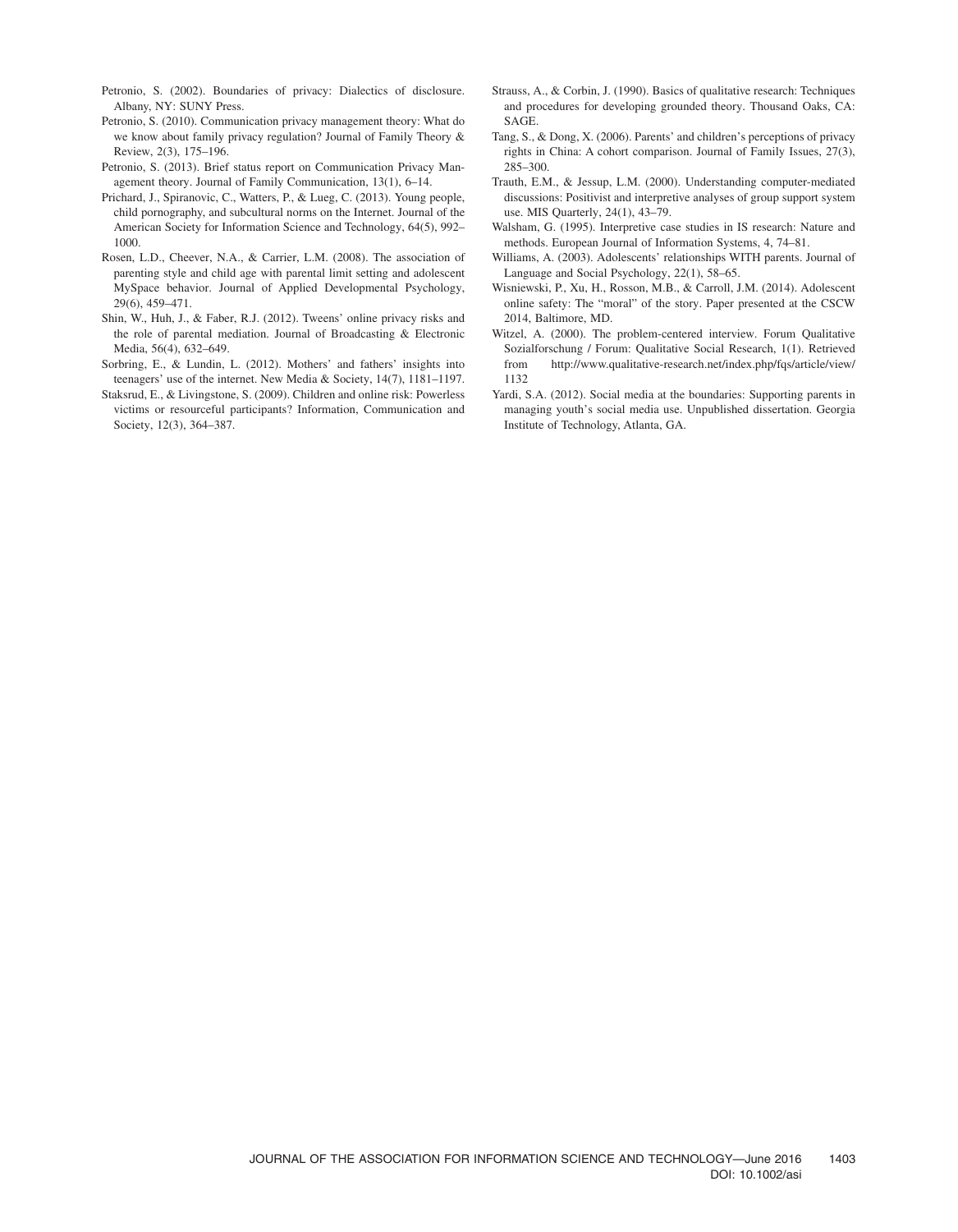Petronio, S. (2002). Boundaries of privacy: Dialectics of disclosure. Albany, NY: SUNY Press.

Petronio, S. (2010). Communication privacy management theory: What do we know about family privacy regulation? Journal of Family Theory & Review, 2(3), 175–196.

Petronio, S. (2013). Brief status report on Communication Privacy Management theory. Journal of Family Communication, 13(1), 6–14.

Prichard, J., Spiranovic, C., Watters, P., & Lueg, C. (2013). Young people, child pornography, and subcultural norms on the Internet. Journal of the American Society for Information Science and Technology, 64(5), 992–1000.

Rosen, L.D., Cheever, N.A., & Carrier, L.M. (2008). The association of parenting style and child age with parental limit setting and adolescent MySpace behavior. Journal of Applied Developmental Psychology, 29(6), 459–471.

Shin, W., Huh, J., & Faber, R.J. (2012). Tweens' online privacy risks and the role of parental mediation. Journal of Broadcasting & Electronic Media, 56(4), 632–649.

Sorbring, E., & Lundin, L. (2012). Mothers' and fathers' insights into teenagers' use of the internet. New Media & Society, 14(7), 1181–1197.

Staksrud, E., & Livingstone, S. (2009). Children and online risk: Powerless victims or resourceful participants? Information, Communication and Society, 12(3), 364–387.

Strauss, A., & Corbin, J. (1990). Basics of qualitative research: Techniques and procedures for developing grounded theory. Thousand Oaks, CA: SAGE.

Tang, S., & Dong, X. (2006). Parents' and children's perceptions of privacy rights in China: A cohort comparison. Journal of Family Issues, 27(3), 285–300.

Trauth, E.M., & Jessup, L.M. (2000). Understanding computer-mediated discussions: Positivist and interpretive analyses of group support system use. MIS Quarterly, 24(1), 43–79.

Walsham, G. (1995). Interpretive case studies in IS research: Nature and methods. European Journal of Information Systems, 4, 74–81.

Williams, A. (2003). Adolescents' relationships WITH parents. Journal of Language and Social Psychology, 22(1), 58–65.

Wisniewski, P., Xu, H., Rosson, M.B., & Carroll, J.M. (2014). Adolescent online safety: The "moral" of the story. Paper presented at the CSCW 2014, Baltimore, MD.

Witzel, A. (2000). The problem-centered interview. Forum Qualitative Sozialforschung / Forum: Qualitative Social Research, 1(1). Retrieved from http://www.qualitative-research.net/index.php/fqs/article/view/1132

Yardi, S.A. (2012). Social media at the boundaries: Supporting parents in managing youth's social media use. Unpublished dissertation. Georgia Institute of Technology, Atlanta, GA.